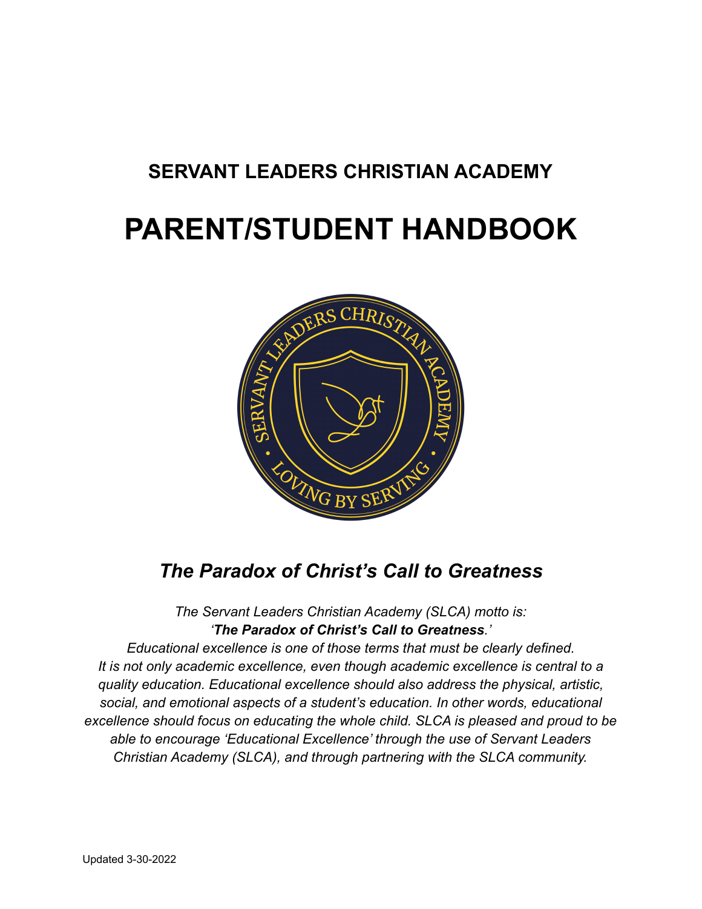**SERVANT LEADERS CHRISTIAN ACADEMY**

# PARENT/STUDENT HANDBOOK

## *The Paradox of Christ's Call to Greatness*

*The Servant Leaders Christian Academy (SLCA) motto is:*
*'**The Paradox of Christ's Call to Greatness**.'*
*Educational excellence is one of those terms that must be clearly defined. It is not only academic excellence, even though academic excellence is central to a quality education. Educational excellence should also address the physical, artistic, social, and emotional aspects of a student's education. In other words, educational excellence should focus on educating the whole child. SLCA is pleased and proud to be able to encourage 'Educational Excellence' through the use of Servant Leaders Christian Academy (SLCA), and through partnering with the SLCA community.*

Updated 3-30-2022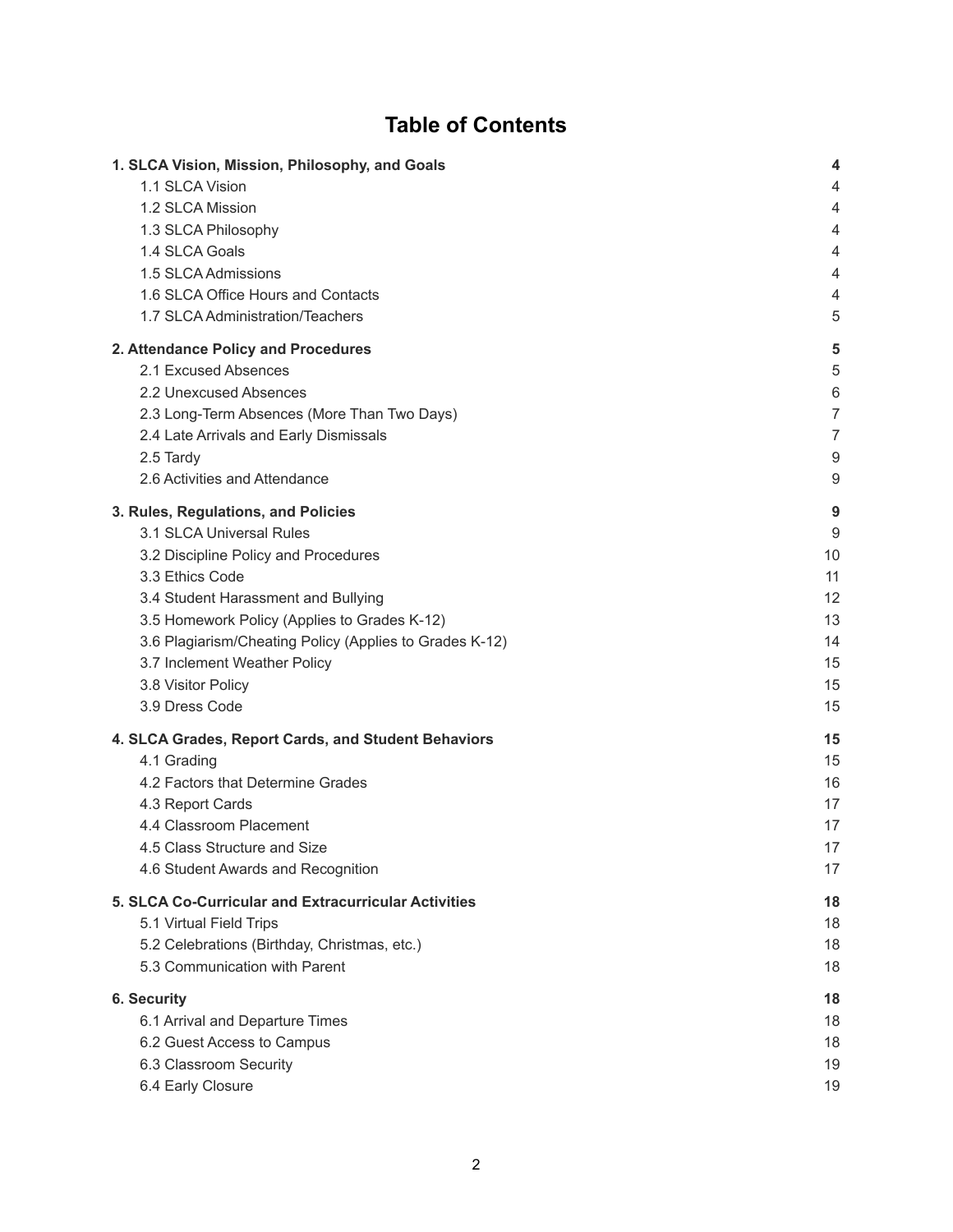# Table of Contents

| | |
|---|---|
| **1. SLCA Vision, Mission, Philosophy, and Goals** | **4** |
| 1.1 SLCA Vision | 4 |
| 1.2 SLCA Mission | 4 |
| 1.3 SLCA Philosophy | 4 |
| 1.4 SLCA Goals | 4 |
| 1.5 SLCA Admissions | 4 |
| 1.6 SLCA Office Hours and Contacts | 4 |
| 1.7 SLCA Administration/Teachers | 5 |
| **2. Attendance Policy and Procedures** | **5** |
| 2.1 Excused Absences | 5 |
| 2.2 Unexcused Absences | 6 |
| 2.3 Long-Term Absences (More Than Two Days) | 7 |
| 2.4 Late Arrivals and Early Dismissals | 7 |
| 2.5 Tardy | 9 |
| 2.6 Activities and Attendance | 9 |
| **3. Rules, Regulations, and Policies** | **9** |
| 3.1 SLCA Universal Rules | 9 |
| 3.2 Discipline Policy and Procedures | 10 |
| 3.3 Ethics Code | 11 |
| 3.4 Student Harassment and Bullying | 12 |
| 3.5 Homework Policy (Applies to Grades K-12) | 13 |
| 3.6 Plagiarism/Cheating Policy (Applies to Grades K-12) | 14 |
| 3.7 Inclement Weather Policy | 15 |
| 3.8 Visitor Policy | 15 |
| 3.9 Dress Code | 15 |
| **4. SLCA Grades, Report Cards, and Student Behaviors** | **15** |
| 4.1 Grading | 15 |
| 4.2 Factors that Determine Grades | 16 |
| 4.3 Report Cards | 17 |
| 4.4 Classroom Placement | 17 |
| 4.5 Class Structure and Size | 17 |
| 4.6 Student Awards and Recognition | 17 |
| **5. SLCA Co-Curricular and Extracurricular Activities** | **18** |
| 5.1 Virtual Field Trips | 18 |
| 5.2 Celebrations (Birthday, Christmas, etc.) | 18 |
| 5.3 Communication with Parent | 18 |
| **6. Security** | **18** |
| 6.1 Arrival and Departure Times | 18 |
| 6.2 Guest Access to Campus | 18 |
| 6.3 Classroom Security | 19 |
| 6.4 Early Closure | 19 |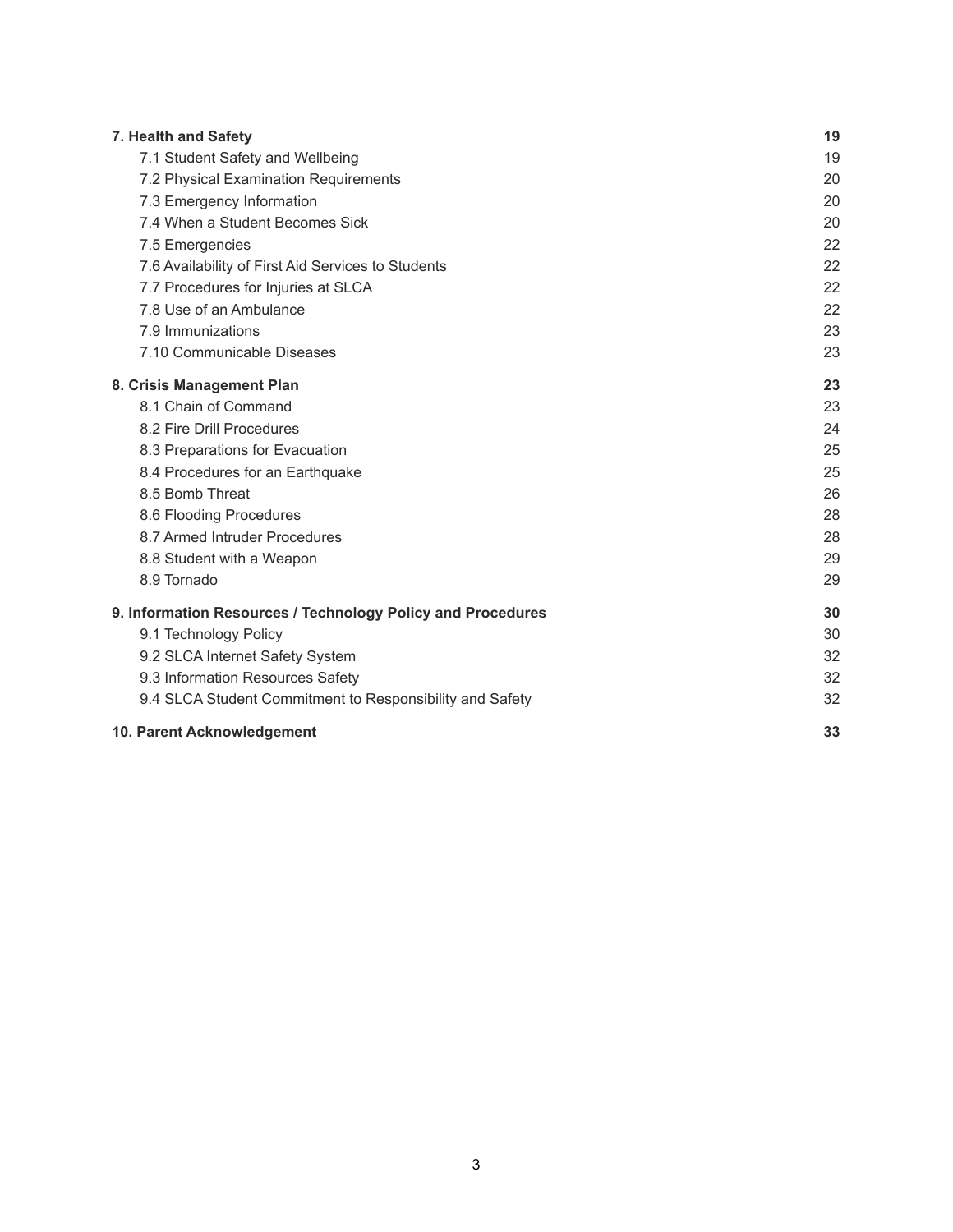| | |
|---|---|
| **7. Health and Safety** | **19** |
| 7.1 Student Safety and Wellbeing | 19 |
| 7.2 Physical Examination Requirements | 20 |
| 7.3 Emergency Information | 20 |
| 7.4 When a Student Becomes Sick | 20 |
| 7.5 Emergencies | 22 |
| 7.6 Availability of First Aid Services to Students | 22 |
| 7.7 Procedures for Injuries at SLCA | 22 |
| 7.8 Use of an Ambulance | 22 |
| 7.9 Immunizations | 23 |
| 7.10 Communicable Diseases | 23 |
| **8. Crisis Management Plan** | **23** |
| 8.1 Chain of Command | 23 |
| 8.2 Fire Drill Procedures | 24 |
| 8.3 Preparations for Evacuation | 25 |
| 8.4 Procedures for an Earthquake | 25 |
| 8.5 Bomb Threat | 26 |
| 8.6 Flooding Procedures | 28 |
| 8.7 Armed Intruder Procedures | 28 |
| 8.8 Student with a Weapon | 29 |
| 8.9 Tornado | 29 |
| **9. Information Resources / Technology Policy and Procedures** | **30** |
| 9.1 Technology Policy | 30 |
| 9.2 SLCA Internet Safety System | 32 |
| 9.3 Information Resources Safety | 32 |
| 9.4 SLCA Student Commitment to Responsibility and Safety | 32 |
| **10. Parent Acknowledgement** | **33** |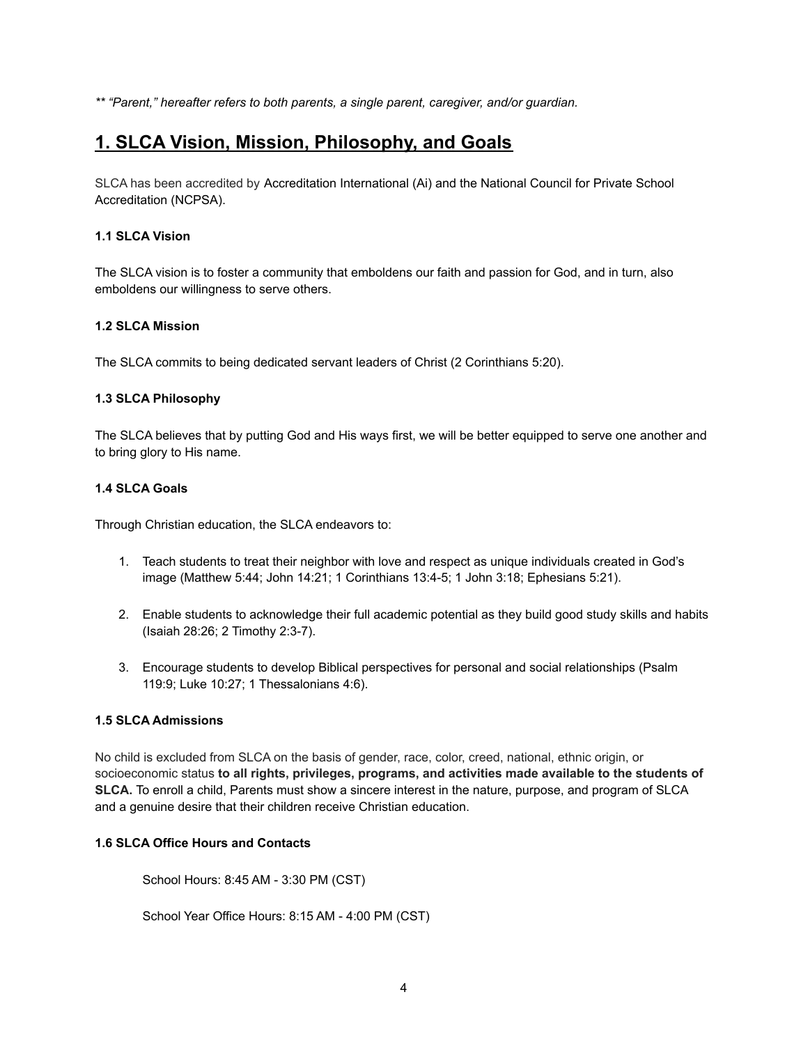*** "Parent," hereafter refers to both parents, a single parent, caregiver, and/or guardian.*

# 1. SLCA Vision, Mission, Philosophy, and Goals

SLCA has been accredited by Accreditation International (Ai) and the National Council for Private School Accreditation (NCPSA).

### 1.1 SLCA Vision

The SLCA vision is to foster a community that emboldens our faith and passion for God, and in turn, also emboldens our willingness to serve others.

### 1.2 SLCA Mission

The SLCA commits to being dedicated servant leaders of Christ (2 Corinthians 5:20).

### 1.3 SLCA Philosophy

The SLCA believes that by putting God and His ways first, we will be better equipped to serve one another and to bring glory to His name.

### 1.4 SLCA Goals

Through Christian education, the SLCA endeavors to:

1. Teach students to treat their neighbor with love and respect as unique individuals created in God's image (Matthew 5:44; John 14:21; 1 Corinthians 13:4-5; 1 John 3:18; Ephesians 5:21).

2. Enable students to acknowledge their full academic potential as they build good study skills and habits (Isaiah 28:26; 2 Timothy 2:3-7).

3. Encourage students to develop Biblical perspectives for personal and social relationships (Psalm 119:9; Luke 10:27; 1 Thessalonians 4:6).

### 1.5 SLCA Admissions

No child is excluded from SLCA on the basis of gender, race, color, creed, national, ethnic origin, or socioeconomic status **to all rights, privileges, programs, and activities made available to the students of SLCA.** To enroll a child, Parents must show a sincere interest in the nature, purpose, and program of SLCA and a genuine desire that their children receive Christian education.

### 1.6 SLCA Office Hours and Contacts

School Hours: 8:45 AM - 3:30 PM (CST)

School Year Office Hours: 8:15 AM - 4:00 PM (CST)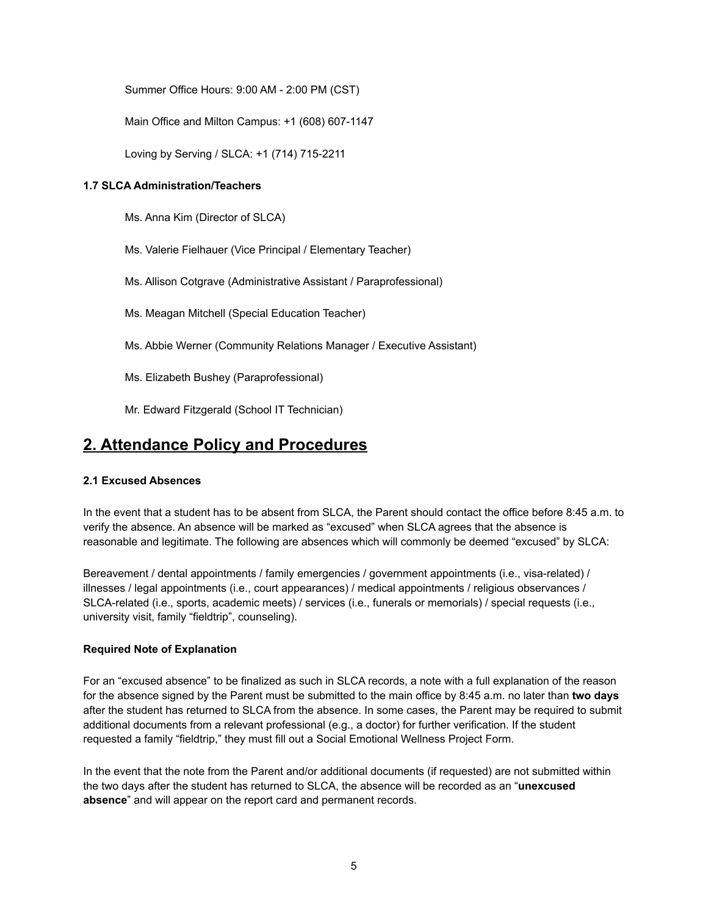Summer Office Hours: 9:00 AM - 2:00 PM (CST)

Main Office and Milton Campus: +1 (608) 607-1147

Loving by Serving / SLCA: +1 (714) 715-2211

**1.7 SLCA Administration/Teachers**

Ms. Anna Kim (Director of SLCA)

Ms. Valerie Fielhauer (Vice Principal / Elementary Teacher)

Ms. Allison Cotgrave (Administrative Assistant / Paraprofessional)

Ms. Meagan Mitchell (Special Education Teacher)

Ms. Abbie Werner (Community Relations Manager / Executive Assistant)

Ms. Elizabeth Bushey (Paraprofessional)

Mr. Edward Fitzgerald (School IT Technician)

## 2. Attendance Policy and Procedures

**2.1 Excused Absences**

In the event that a student has to be absent from SLCA, the Parent should contact the office before 8:45 a.m. to verify the absence. An absence will be marked as "excused" when SLCA agrees that the absence is reasonable and legitimate. The following are absences which will commonly be deemed "excused" by SLCA:

Bereavement / dental appointments / family emergencies / government appointments (i.e., visa-related) / illnesses / legal appointments (i.e., court appearances) / medical appointments / religious observances / SLCA-related (i.e., sports, academic meets) / services (i.e., funerals or memorials) / special requests (i.e., university visit, family "fieldtrip", counseling).

**Required Note of Explanation**

For an "excused absence" to be finalized as such in SLCA records, a note with a full explanation of the reason for the absence signed by the Parent must be submitted to the main office by 8:45 a.m. no later than **two days** after the student has returned to SLCA from the absence. In some cases, the Parent may be required to submit additional documents from a relevant professional (e.g., a doctor) for further verification. If the student requested a family "fieldtrip," they must fill out a Social Emotional Wellness Project Form.

In the event that the note from the Parent and/or additional documents (if requested) are not submitted within the two days after the student has returned to SLCA, the absence will be recorded as an "**unexcused absence**" and will appear on the report card and permanent records.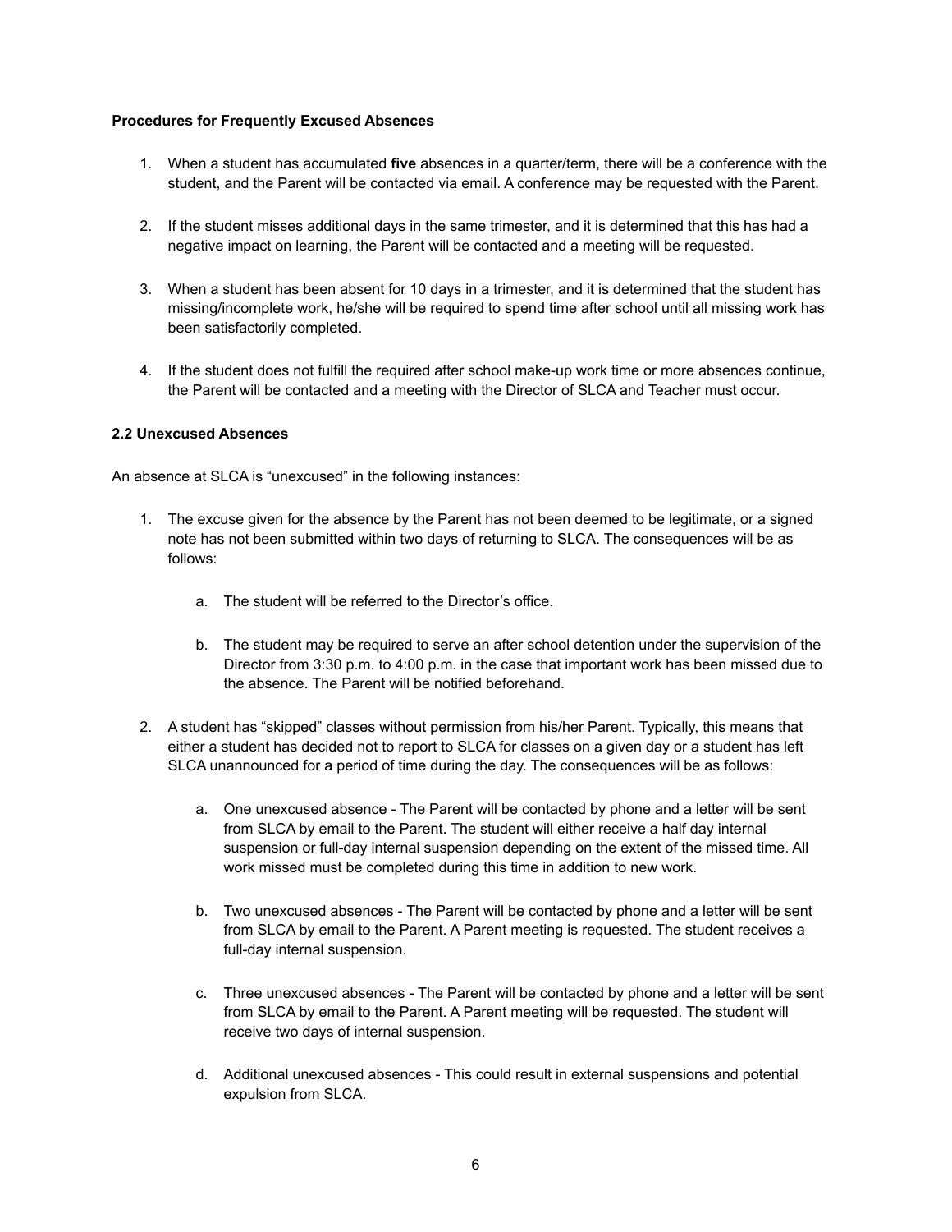**Procedures for Frequently Excused Absences**

1. When a student has accumulated **five** absences in a quarter/term, there will be a conference with the student, and the Parent will be contacted via email. A conference may be requested with the Parent.

2. If the student misses additional days in the same trimester, and it is determined that this has had a negative impact on learning, the Parent will be contacted and a meeting will be requested.

3. When a student has been absent for 10 days in a trimester, and it is determined that the student has missing/incomplete work, he/she will be required to spend time after school until all missing work has been satisfactorily completed.

4. If the student does not fulfill the required after school make-up work time or more absences continue, the Parent will be contacted and a meeting with the Director of SLCA and Teacher must occur.

**2.2 Unexcused Absences**

An absence at SLCA is "unexcused" in the following instances:

1. The excuse given for the absence by the Parent has not been deemed to be legitimate, or a signed note has not been submitted within two days of returning to SLCA. The consequences will be as follows:

    a. The student will be referred to the Director's office.

    b. The student may be required to serve an after school detention under the supervision of the Director from 3:30 p.m. to 4:00 p.m. in the case that important work has been missed due to the absence. The Parent will be notified beforehand.

2. A student has "skipped" classes without permission from his/her Parent. Typically, this means that either a student has decided not to report to SLCA for classes on a given day or a student has left SLCA unannounced for a period of time during the day. The consequences will be as follows:

    a. One unexcused absence - The Parent will be contacted by phone and a letter will be sent from SLCA by email to the Parent. The student will either receive a half day internal suspension or full-day internal suspension depending on the extent of the missed time. All work missed must be completed during this time in addition to new work.

    b. Two unexcused absences - The Parent will be contacted by phone and a letter will be sent from SLCA by email to the Parent. A Parent meeting is requested. The student receives a full-day internal suspension.

    c. Three unexcused absences - The Parent will be contacted by phone and a letter will be sent from SLCA by email to the Parent. A Parent meeting will be requested. The student will receive two days of internal suspension.

    d. Additional unexcused absences - This could result in external suspensions and potential expulsion from SLCA.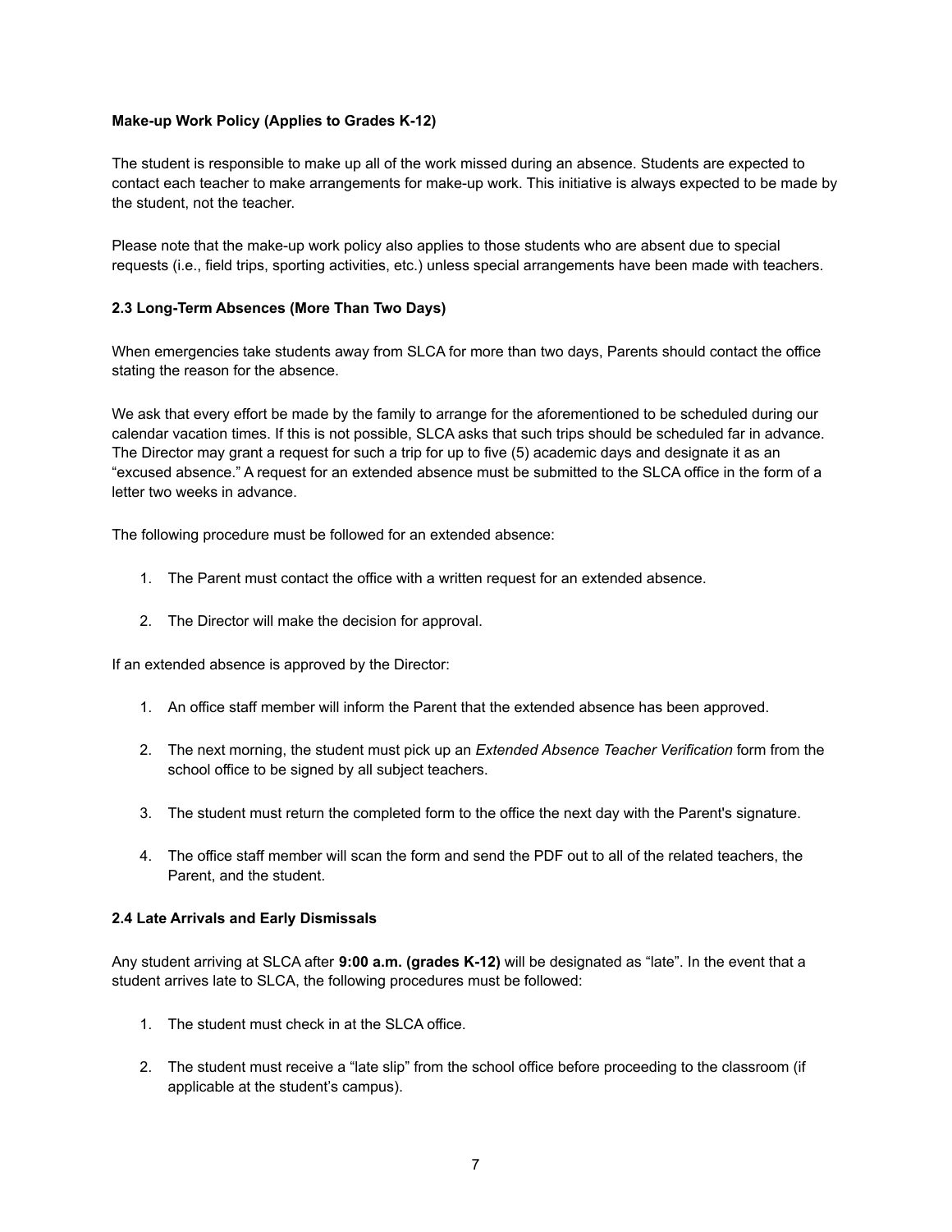**Make-up Work Policy (Applies to Grades K-12)**

The student is responsible to make up all of the work missed during an absence. Students are expected to contact each teacher to make arrangements for make-up work. This initiative is always expected to be made by the student, not the teacher.

Please note that the make-up work policy also applies to those students who are absent due to special requests (i.e., field trips, sporting activities, etc.) unless special arrangements have been made with teachers.

### 2.3 Long-Term Absences (More Than Two Days)

When emergencies take students away from SLCA for more than two days, Parents should contact the office stating the reason for the absence.

We ask that every effort be made by the family to arrange for the aforementioned to be scheduled during our calendar vacation times. If this is not possible, SLCA asks that such trips should be scheduled far in advance. The Director may grant a request for such a trip for up to five (5) academic days and designate it as an "excused absence." A request for an extended absence must be submitted to the SLCA office in the form of a letter two weeks in advance.

The following procedure must be followed for an extended absence:

1. The Parent must contact the office with a written request for an extended absence.
2. The Director will make the decision for approval.

If an extended absence is approved by the Director:

1. An office staff member will inform the Parent that the extended absence has been approved.
2. The next morning, the student must pick up an *Extended Absence Teacher Verification* form from the school office to be signed by all subject teachers.
3. The student must return the completed form to the office the next day with the Parent's signature.
4. The office staff member will scan the form and send the PDF out to all of the related teachers, the Parent, and the student.

### 2.4 Late Arrivals and Early Dismissals

Any student arriving at SLCA after **9:00 a.m. (grades K-12)** will be designated as "late". In the event that a student arrives late to SLCA, the following procedures must be followed:

1. The student must check in at the SLCA office.
2. The student must receive a "late slip" from the school office before proceeding to the classroom (if applicable at the student's campus).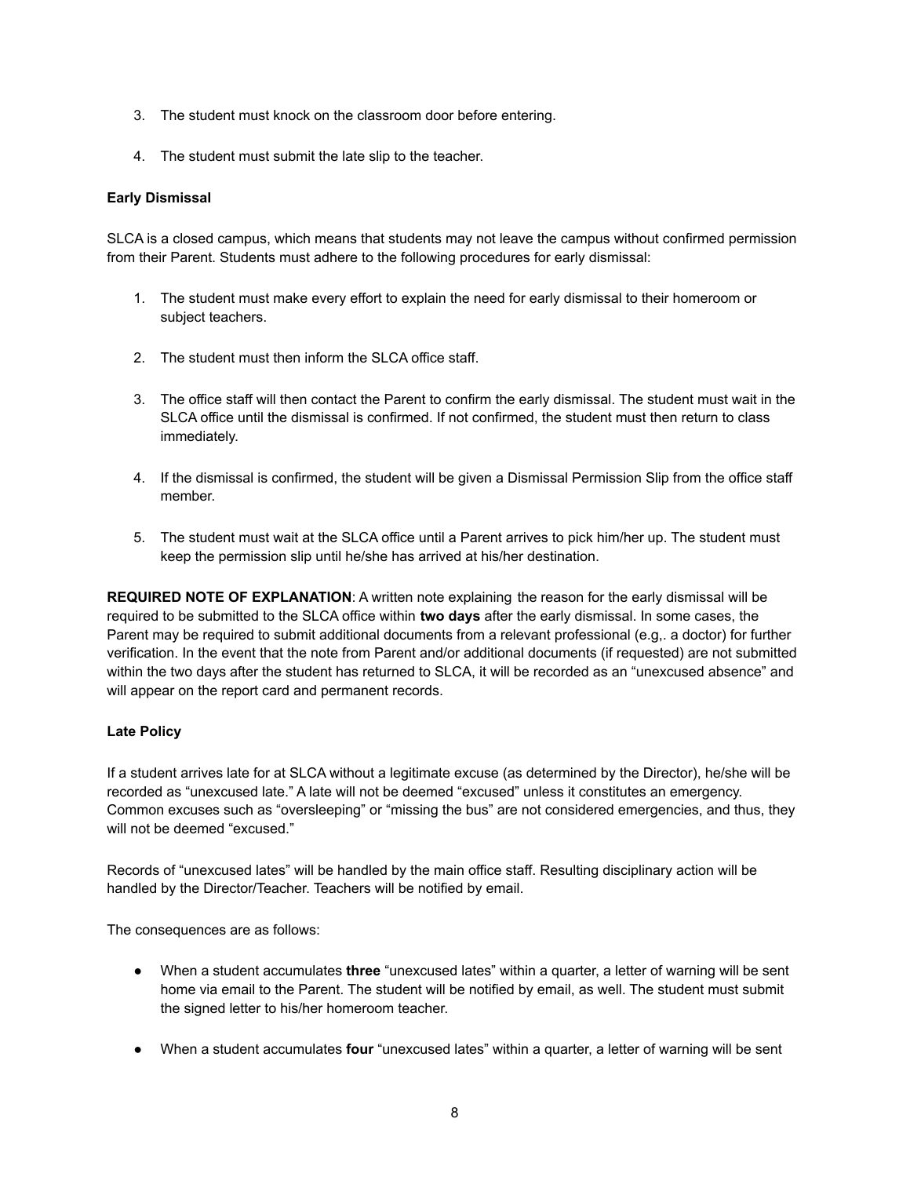3. The student must knock on the classroom door before entering.

4. The student must submit the late slip to the teacher.

**Early Dismissal**

SLCA is a closed campus, which means that students may not leave the campus without confirmed permission from their Parent. Students must adhere to the following procedures for early dismissal:

1. The student must make every effort to explain the need for early dismissal to their homeroom or subject teachers.

2. The student must then inform the SLCA office staff.

3. The office staff will then contact the Parent to confirm the early dismissal. The student must wait in the SLCA office until the dismissal is confirmed. If not confirmed, the student must then return to class immediately.

4. If the dismissal is confirmed, the student will be given a Dismissal Permission Slip from the office staff member.

5. The student must wait at the SLCA office until a Parent arrives to pick him/her up. The student must keep the permission slip until he/she has arrived at his/her destination.

**REQUIRED NOTE OF EXPLANATION**: A written note explaining the reason for the early dismissal will be required to be submitted to the SLCA office within **two days** after the early dismissal. In some cases, the Parent may be required to submit additional documents from a relevant professional (e.g,. a doctor) for further verification. In the event that the note from Parent and/or additional documents (if requested) are not submitted within the two days after the student has returned to SLCA, it will be recorded as an "unexcused absence" and will appear on the report card and permanent records.

**Late Policy**

If a student arrives late for at SLCA without a legitimate excuse (as determined by the Director), he/she will be recorded as "unexcused late." A late will not be deemed "excused" unless it constitutes an emergency. Common excuses such as "oversleeping" or "missing the bus" are not considered emergencies, and thus, they will not be deemed "excused."

Records of "unexcused lates" will be handled by the main office staff. Resulting disciplinary action will be handled by the Director/Teacher. Teachers will be notified by email.

The consequences are as follows:

- When a student accumulates **three** "unexcused lates" within a quarter, a letter of warning will be sent home via email to the Parent. The student will be notified by email, as well. The student must submit the signed letter to his/her homeroom teacher.

- When a student accumulates **four** "unexcused lates" within a quarter, a letter of warning will be sent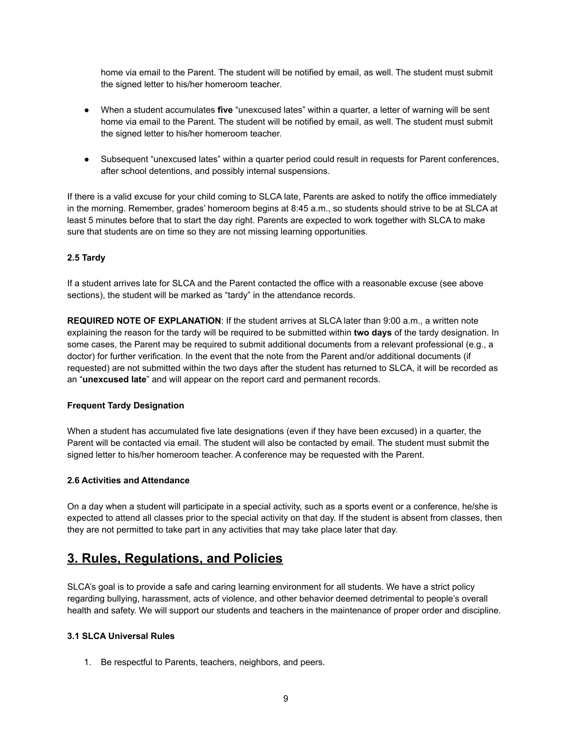home via email to the Parent. The student will be notified by email, as well. The student must submit the signed letter to his/her homeroom teacher.

- When a student accumulates **five** "unexcused lates" within a quarter, a letter of warning will be sent home via email to the Parent. The student will be notified by email, as well. The student must submit the signed letter to his/her homeroom teacher.

- Subsequent "unexcused lates" within a quarter period could result in requests for Parent conferences, after school detentions, and possibly internal suspensions.

If there is a valid excuse for your child coming to SLCA late, Parents are asked to notify the office immediately in the morning. Remember, grades' homeroom begins at 8:45 a.m., so students should strive to be at SLCA at least 5 minutes before that to start the day right. Parents are expected to work together with SLCA to make sure that students are on time so they are not missing learning opportunities.

### 2.5 Tardy

If a student arrives late for SLCA and the Parent contacted the office with a reasonable excuse (see above sections), the student will be marked as "tardy" in the attendance records.

**REQUIRED NOTE OF EXPLANATION**: If the student arrives at SLCA later than 9:00 a.m., a written note explaining the reason for the tardy will be required to be submitted within **two days** of the tardy designation. In some cases, the Parent may be required to submit additional documents from a relevant professional (e.g., a doctor) for further verification. In the event that the note from the Parent and/or additional documents (if requested) are not submitted within the two days after the student has returned to SLCA, it will be recorded as an "**unexcused late**" and will appear on the report card and permanent records.

### Frequent Tardy Designation

When a student has accumulated five late designations (even if they have been excused) in a quarter, the Parent will be contacted via email. The student will also be contacted by email. The student must submit the signed letter to his/her homeroom teacher. A conference may be requested with the Parent.

### 2.6 Activities and Attendance

On a day when a student will participate in a special activity, such as a sports event or a conference, he/she is expected to attend all classes prior to the special activity on that day. If the student is absent from classes, then they are not permitted to take part in any activities that may take place later that day.

## 3. Rules, Regulations, and Policies

SLCA's goal is to provide a safe and caring learning environment for all students. We have a strict policy regarding bullying, harassment, acts of violence, and other behavior deemed detrimental to people's overall health and safety. We will support our students and teachers in the maintenance of proper order and discipline.

### 3.1 SLCA Universal Rules

1. Be respectful to Parents, teachers, neighbors, and peers.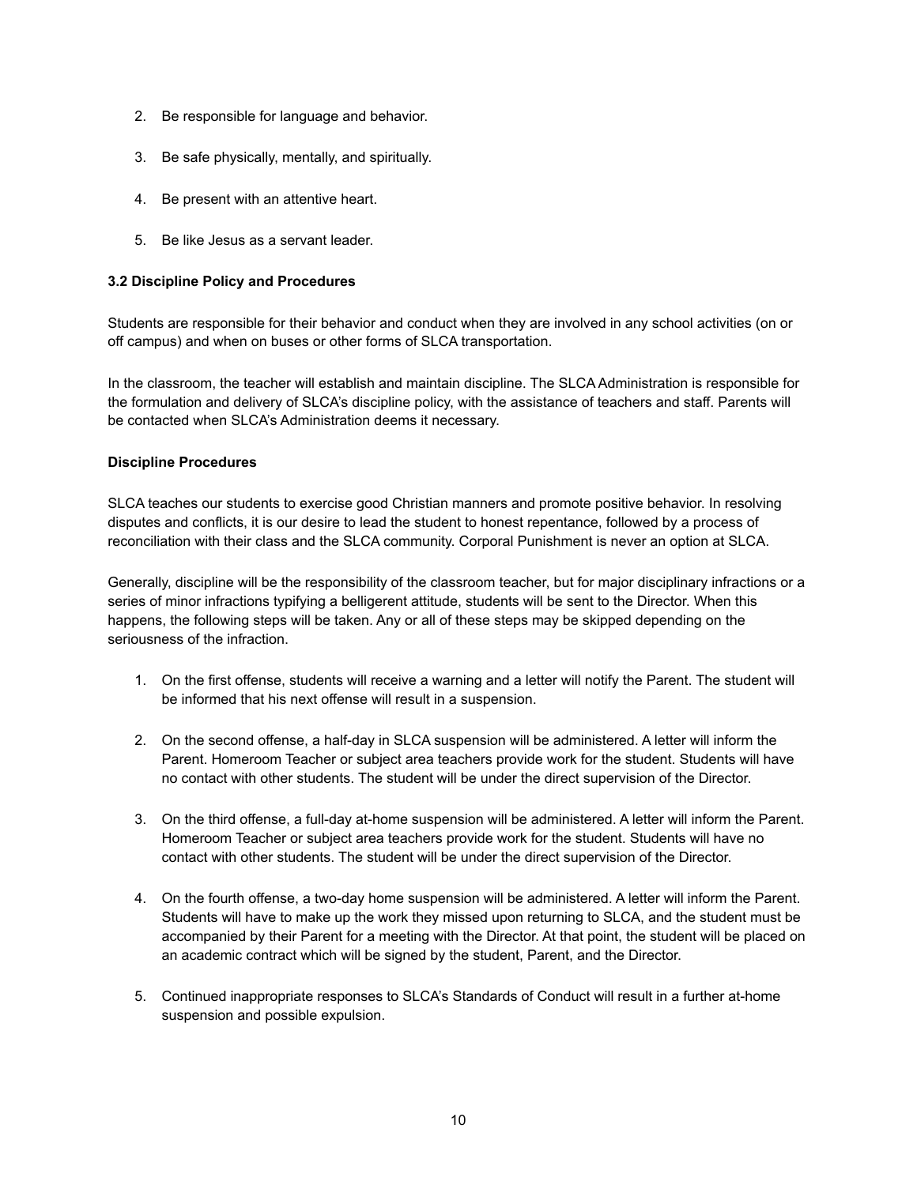2. Be responsible for language and behavior.

3. Be safe physically, mentally, and spiritually.

4. Be present with an attentive heart.

5. Be like Jesus as a servant leader.

**3.2 Discipline Policy and Procedures**

Students are responsible for their behavior and conduct when they are involved in any school activities (on or off campus) and when on buses or other forms of SLCA transportation.

In the classroom, the teacher will establish and maintain discipline. The SLCA Administration is responsible for the formulation and delivery of SLCA's discipline policy, with the assistance of teachers and staff. Parents will be contacted when SLCA's Administration deems it necessary.

**Discipline Procedures**

SLCA teaches our students to exercise good Christian manners and promote positive behavior. In resolving disputes and conflicts, it is our desire to lead the student to honest repentance, followed by a process of reconciliation with their class and the SLCA community. Corporal Punishment is never an option at SLCA.

Generally, discipline will be the responsibility of the classroom teacher, but for major disciplinary infractions or a series of minor infractions typifying a belligerent attitude, students will be sent to the Director. When this happens, the following steps will be taken. Any or all of these steps may be skipped depending on the seriousness of the infraction.

1. On the first offense, students will receive a warning and a letter will notify the Parent. The student will be informed that his next offense will result in a suspension.

2. On the second offense, a half-day in SLCA suspension will be administered. A letter will inform the Parent. Homeroom Teacher or subject area teachers provide work for the student. Students will have no contact with other students. The student will be under the direct supervision of the Director.

3. On the third offense, a full-day at-home suspension will be administered. A letter will inform the Parent. Homeroom Teacher or subject area teachers provide work for the student. Students will have no contact with other students. The student will be under the direct supervision of the Director.

4. On the fourth offense, a two-day home suspension will be administered. A letter will inform the Parent. Students will have to make up the work they missed upon returning to SLCA, and the student must be accompanied by their Parent for a meeting with the Director. At that point, the student will be placed on an academic contract which will be signed by the student, Parent, and the Director.

5. Continued inappropriate responses to SLCA's Standards of Conduct will result in a further at-home suspension and possible expulsion.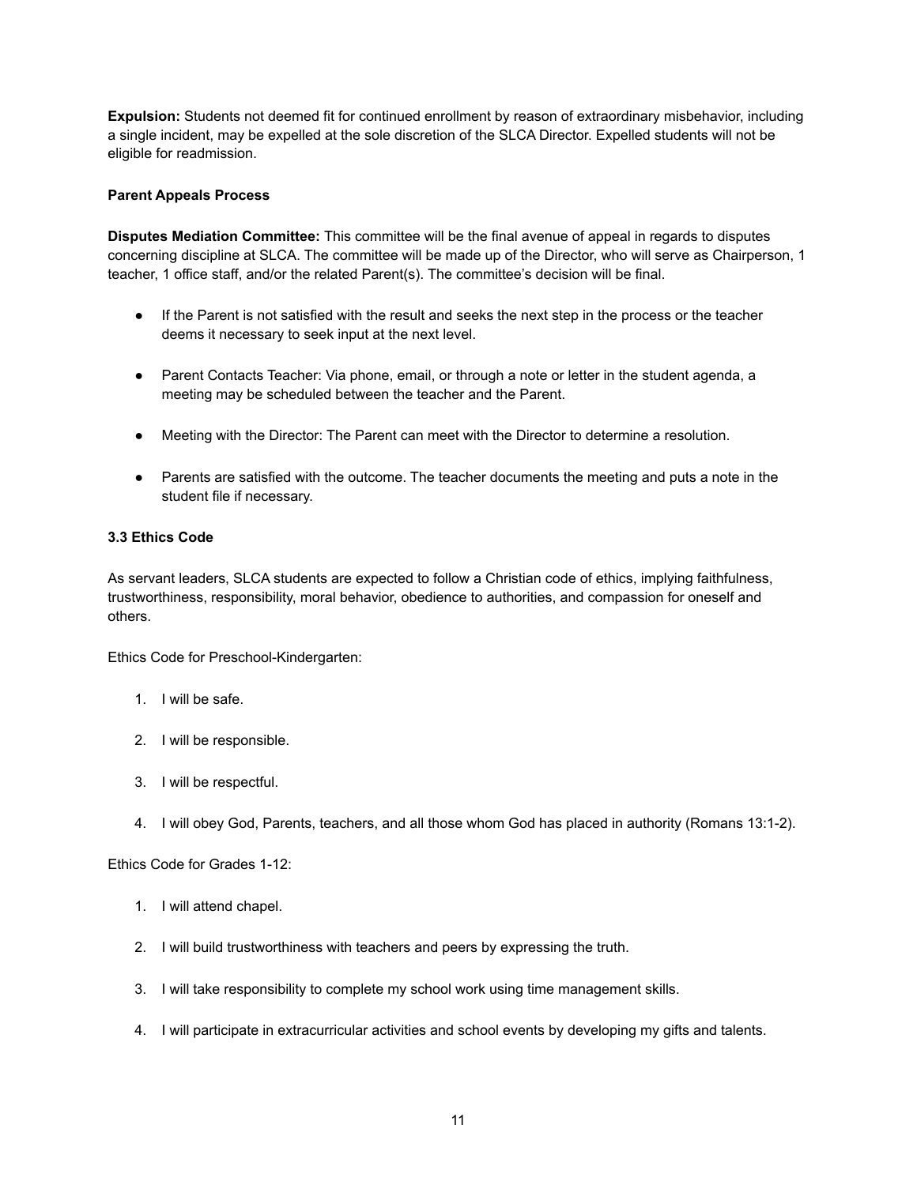**Expulsion:** Students not deemed fit for continued enrollment by reason of extraordinary misbehavior, including a single incident, may be expelled at the sole discretion of the SLCA Director. Expelled students will not be eligible for readmission.

**Parent Appeals Process**

**Disputes Mediation Committee:** This committee will be the final avenue of appeal in regards to disputes concerning discipline at SLCA. The committee will be made up of the Director, who will serve as Chairperson, 1 teacher, 1 office staff, and/or the related Parent(s). The committee's decision will be final.

- If the Parent is not satisfied with the result and seeks the next step in the process or the teacher deems it necessary to seek input at the next level.
- Parent Contacts Teacher: Via phone, email, or through a note or letter in the student agenda, a meeting may be scheduled between the teacher and the Parent.
- Meeting with the Director: The Parent can meet with the Director to determine a resolution.
- Parents are satisfied with the outcome. The teacher documents the meeting and puts a note in the student file if necessary.

### 3.3 Ethics Code

As servant leaders, SLCA students are expected to follow a Christian code of ethics, implying faithfulness, trustworthiness, responsibility, moral behavior, obedience to authorities, and compassion for oneself and others.

Ethics Code for Preschool-Kindergarten:

1. I will be safe.
2. I will be responsible.
3. I will be respectful.
4. I will obey God, Parents, teachers, and all those whom God has placed in authority (Romans 13:1-2).

Ethics Code for Grades 1-12:

1. I will attend chapel.
2. I will build trustworthiness with teachers and peers by expressing the truth.
3. I will take responsibility to complete my school work using time management skills.
4. I will participate in extracurricular activities and school events by developing my gifts and talents.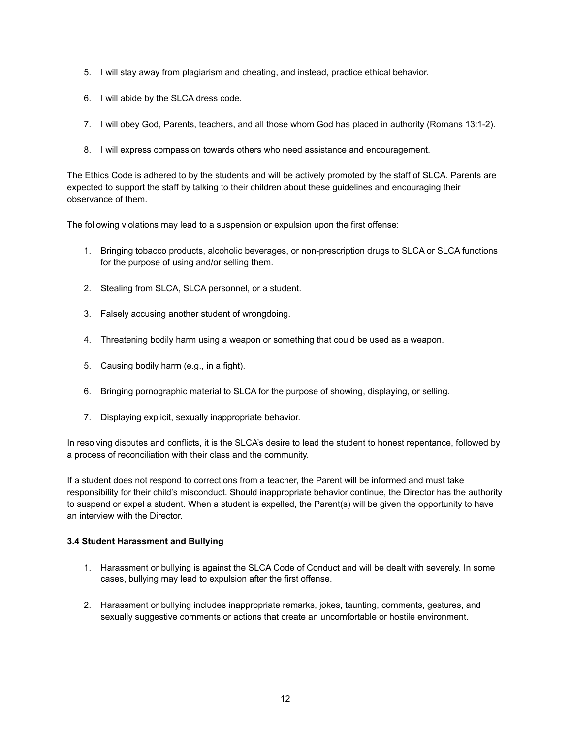5. I will stay away from plagiarism and cheating, and instead, practice ethical behavior.

6. I will abide by the SLCA dress code.

7. I will obey God, Parents, teachers, and all those whom God has placed in authority (Romans 13:1-2).

8. I will express compassion towards others who need assistance and encouragement.

The Ethics Code is adhered to by the students and will be actively promoted by the staff of SLCA. Parents are expected to support the staff by talking to their children about these guidelines and encouraging their observance of them.

The following violations may lead to a suspension or expulsion upon the first offense:

1. Bringing tobacco products, alcoholic beverages, or non-prescription drugs to SLCA or SLCA functions for the purpose of using and/or selling them.

2. Stealing from SLCA, SLCA personnel, or a student.

3. Falsely accusing another student of wrongdoing.

4. Threatening bodily harm using a weapon or something that could be used as a weapon.

5. Causing bodily harm (e.g., in a fight).

6. Bringing pornographic material to SLCA for the purpose of showing, displaying, or selling.

7. Displaying explicit, sexually inappropriate behavior.

In resolving disputes and conflicts, it is the SLCA's desire to lead the student to honest repentance, followed by a process of reconciliation with their class and the community.

If a student does not respond to corrections from a teacher, the Parent will be informed and must take responsibility for their child's misconduct. Should inappropriate behavior continue, the Director has the authority to suspend or expel a student. When a student is expelled, the Parent(s) will be given the opportunity to have an interview with the Director.

### 3.4 Student Harassment and Bullying

1. Harassment or bullying is against the SLCA Code of Conduct and will be dealt with severely. In some cases, bullying may lead to expulsion after the first offense.

2. Harassment or bullying includes inappropriate remarks, jokes, taunting, comments, gestures, and sexually suggestive comments or actions that create an uncomfortable or hostile environment.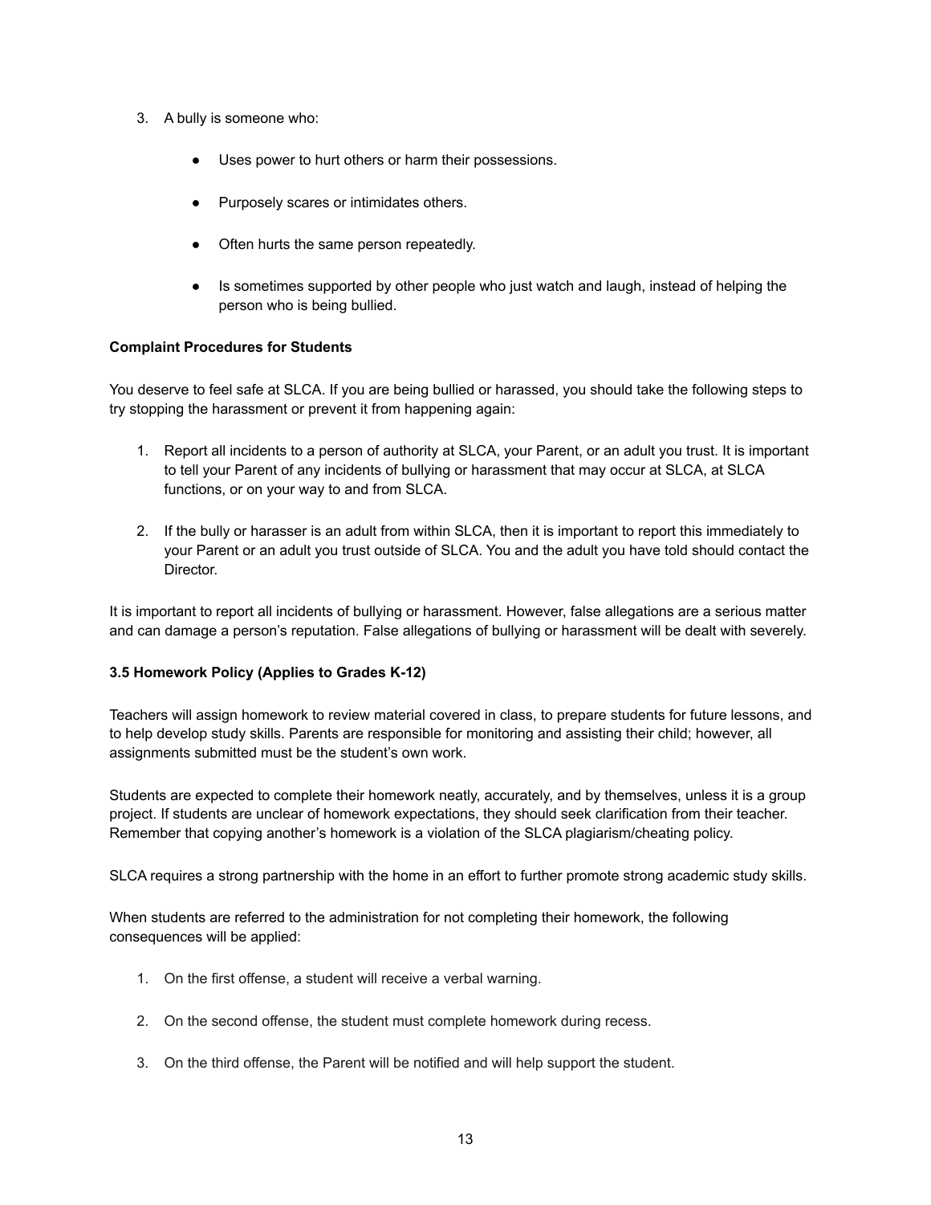3. A bully is someone who:

    - Uses power to hurt others or harm their possessions.
    - Purposely scares or intimidates others.
    - Often hurts the same person repeatedly.
    - Is sometimes supported by other people who just watch and laugh, instead of helping the person who is being bullied.

**Complaint Procedures for Students**

You deserve to feel safe at SLCA. If you are being bullied or harassed, you should take the following steps to try stopping the harassment or prevent it from happening again:

1. Report all incidents to a person of authority at SLCA, your Parent, or an adult you trust. It is important to tell your Parent of any incidents of bullying or harassment that may occur at SLCA, at SLCA functions, or on your way to and from SLCA.
2. If the bully or harasser is an adult from within SLCA, then it is important to report this immediately to your Parent or an adult you trust outside of SLCA. You and the adult you have told should contact the Director.

It is important to report all incidents of bullying or harassment. However, false allegations are a serious matter and can damage a person's reputation. False allegations of bullying or harassment will be dealt with severely.

**3.5 Homework Policy (Applies to Grades K-12)**

Teachers will assign homework to review material covered in class, to prepare students for future lessons, and to help develop study skills. Parents are responsible for monitoring and assisting their child; however, all assignments submitted must be the student's own work.

Students are expected to complete their homework neatly, accurately, and by themselves, unless it is a group project. If students are unclear of homework expectations, they should seek clarification from their teacher. Remember that copying another's homework is a violation of the SLCA plagiarism/cheating policy.

SLCA requires a strong partnership with the home in an effort to further promote strong academic study skills.

When students are referred to the administration for not completing their homework, the following consequences will be applied:

1. On the first offense, a student will receive a verbal warning.
2. On the second offense, the student must complete homework during recess.
3. On the third offense, the Parent will be notified and will help support the student.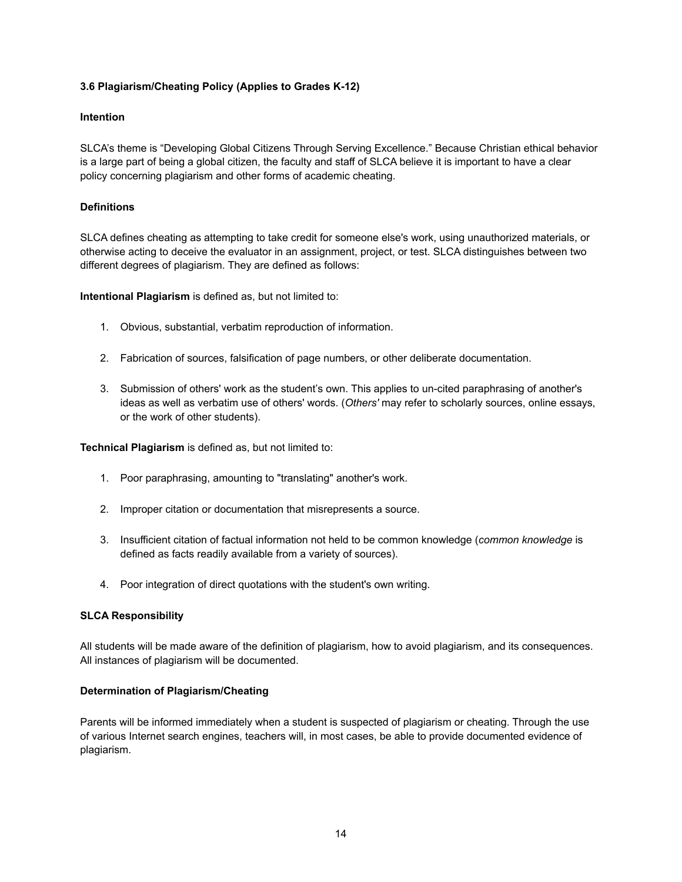### 3.6 Plagiarism/Cheating Policy (Applies to Grades K-12)

#### Intention

SLCA's theme is "Developing Global Citizens Through Serving Excellence." Because Christian ethical behavior is a large part of being a global citizen, the faculty and staff of SLCA believe it is important to have a clear policy concerning plagiarism and other forms of academic cheating.

#### Definitions

SLCA defines cheating as attempting to take credit for someone else's work, using unauthorized materials, or otherwise acting to deceive the evaluator in an assignment, project, or test. SLCA distinguishes between two different degrees of plagiarism. They are defined as follows:

**Intentional Plagiarism** is defined as, but not limited to:

1. Obvious, substantial, verbatim reproduction of information.
2. Fabrication of sources, falsification of page numbers, or other deliberate documentation.
3. Submission of others' work as the student's own. This applies to un-cited paraphrasing of another's ideas as well as verbatim use of others' words. (*Others'* may refer to scholarly sources, online essays, or the work of other students).

**Technical Plagiarism** is defined as, but not limited to:

1. Poor paraphrasing, amounting to "translating" another's work.
2. Improper citation or documentation that misrepresents a source.
3. Insufficient citation of factual information not held to be common knowledge (*common knowledge* is defined as facts readily available from a variety of sources).
4. Poor integration of direct quotations with the student's own writing.

#### SLCA Responsibility

All students will be made aware of the definition of plagiarism, how to avoid plagiarism, and its consequences. All instances of plagiarism will be documented.

#### Determination of Plagiarism/Cheating

Parents will be informed immediately when a student is suspected of plagiarism or cheating. Through the use of various Internet search engines, teachers will, in most cases, be able to provide documented evidence of plagiarism.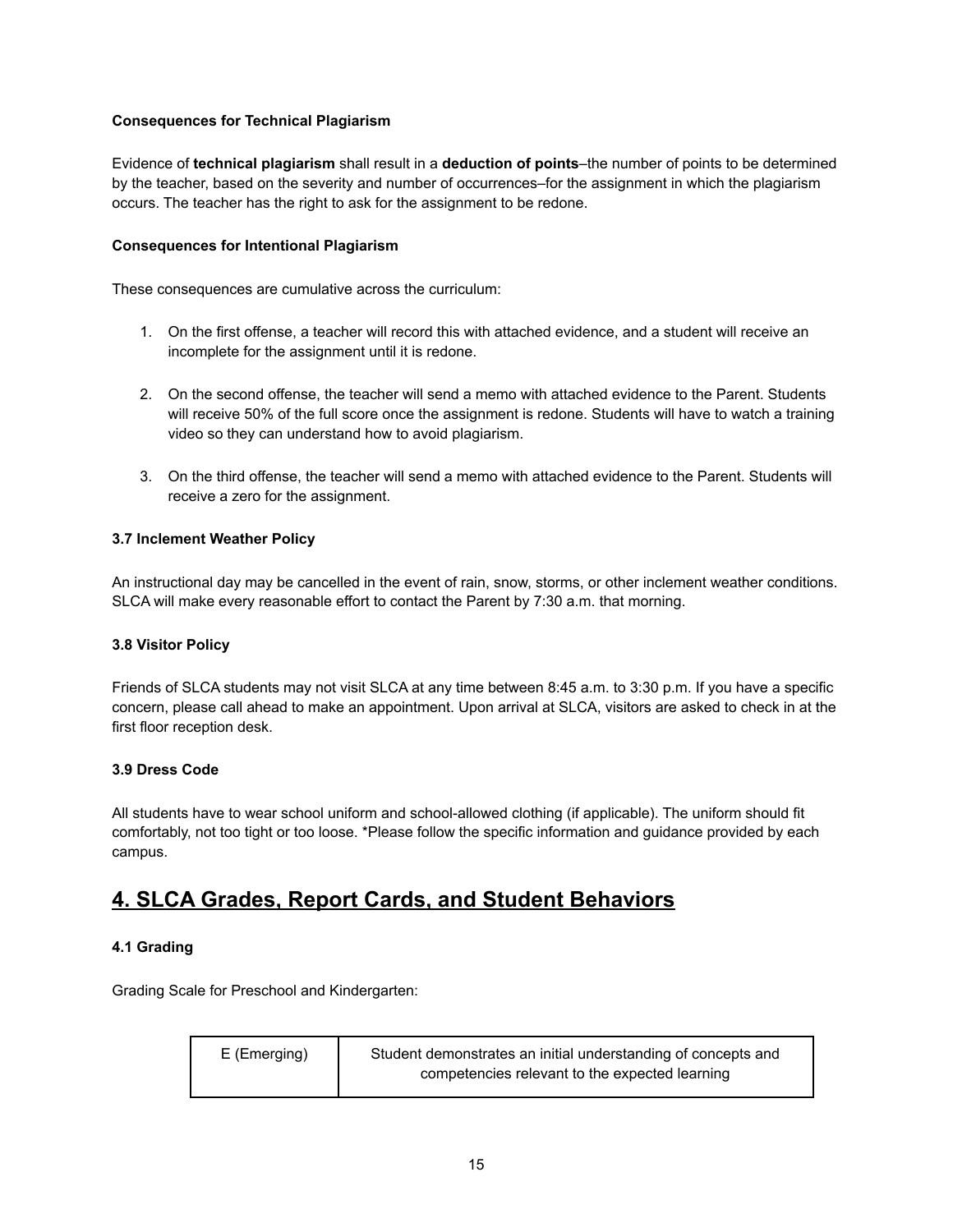**Consequences for Technical Plagiarism**

Evidence of **technical plagiarism** shall result in a **deduction of points**–the number of points to be determined by the teacher, based on the severity and number of occurrences–for the assignment in which the plagiarism occurs. The teacher has the right to ask for the assignment to be redone.

**Consequences for Intentional Plagiarism**

These consequences are cumulative across the curriculum:

1. On the first offense, a teacher will record this with attached evidence, and a student will receive an incomplete for the assignment until it is redone.

2. On the second offense, the teacher will send a memo with attached evidence to the Parent. Students will receive 50% of the full score once the assignment is redone. Students will have to watch a training video so they can understand how to avoid plagiarism.

3. On the third offense, the teacher will send a memo with attached evidence to the Parent. Students will receive a zero for the assignment.

### 3.7 Inclement Weather Policy

An instructional day may be cancelled in the event of rain, snow, storms, or other inclement weather conditions. SLCA will make every reasonable effort to contact the Parent by 7:30 a.m. that morning.

### 3.8 Visitor Policy

Friends of SLCA students may not visit SLCA at any time between 8:45 a.m. to 3:30 p.m. If you have a specific concern, please call ahead to make an appointment. Upon arrival at SLCA, visitors are asked to check in at the first floor reception desk.

### 3.9 Dress Code

All students have to wear school uniform and school-allowed clothing (if applicable). The uniform should fit comfortably, not too tight or too loose. *Please follow the specific information and guidance provided by each campus.

## 4. SLCA Grades, Report Cards, and Student Behaviors

### 4.1 Grading

Grading Scale for Preschool and Kindergarten:

| | |
|---|---|
| E (Emerging) | Student demonstrates an initial understanding of concepts and competencies relevant to the expected learning |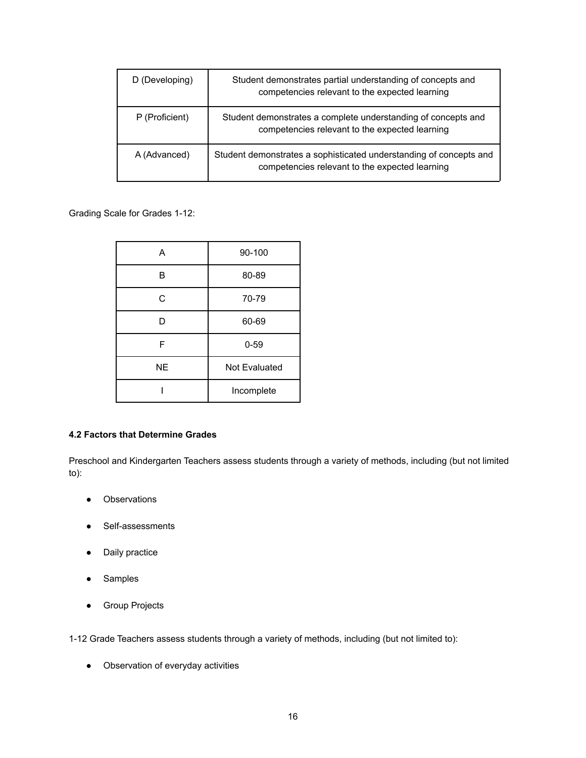| | |
|---|---|
| D (Developing) | Student demonstrates partial understanding of concepts and competencies relevant to the expected learning |
| P (Proficient) | Student demonstrates a complete understanding of concepts and competencies relevant to the expected learning |
| A (Advanced) | Student demonstrates a sophisticated understanding of concepts and competencies relevant to the expected learning |

Grading Scale for Grades 1-12:

| | |
|---|---|
| A | 90-100 |
| B | 80-89 |
| C | 70-79 |
| D | 60-69 |
| F | 0-59 |
| NE | Not Evaluated |
| I | Incomplete |

**4.2 Factors that Determine Grades**

Preschool and Kindergarten Teachers assess students through a variety of methods, including (but not limited to):

- Observations
- Self-assessments
- Daily practice
- Samples
- Group Projects

1-12 Grade Teachers assess students through a variety of methods, including (but not limited to):

- Observation of everyday activities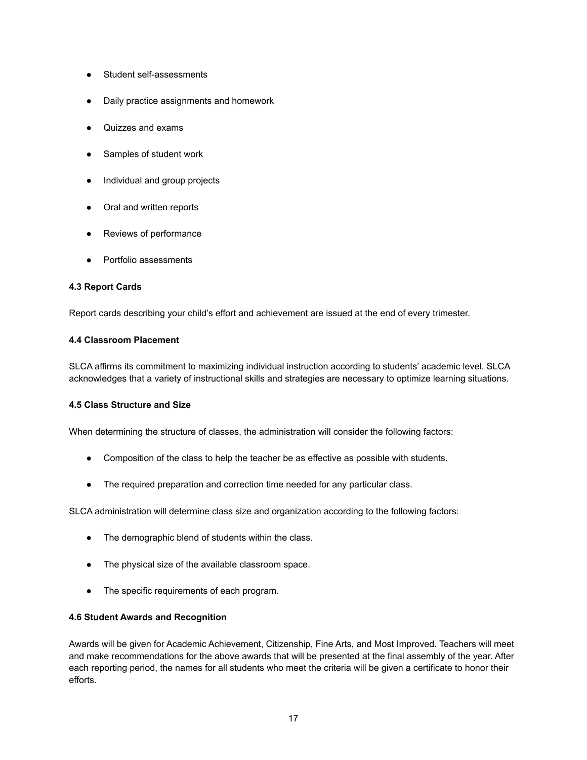- Student self-assessments
- Daily practice assignments and homework
- Quizzes and exams
- Samples of student work
- Individual and group projects
- Oral and written reports
- Reviews of performance
- Portfolio assessments

**4.3 Report Cards**

Report cards describing your child's effort and achievement are issued at the end of every trimester.

**4.4 Classroom Placement**

SLCA affirms its commitment to maximizing individual instruction according to students' academic level. SLCA acknowledges that a variety of instructional skills and strategies are necessary to optimize learning situations.

**4.5 Class Structure and Size**

When determining the structure of classes, the administration will consider the following factors:

- Composition of the class to help the teacher be as effective as possible with students.
- The required preparation and correction time needed for any particular class.

SLCA administration will determine class size and organization according to the following factors:

- The demographic blend of students within the class.
- The physical size of the available classroom space.
- The specific requirements of each program.

**4.6 Student Awards and Recognition**

Awards will be given for Academic Achievement, Citizenship, Fine Arts, and Most Improved. Teachers will meet and make recommendations for the above awards that will be presented at the final assembly of the year. After each reporting period, the names for all students who meet the criteria will be given a certificate to honor their efforts.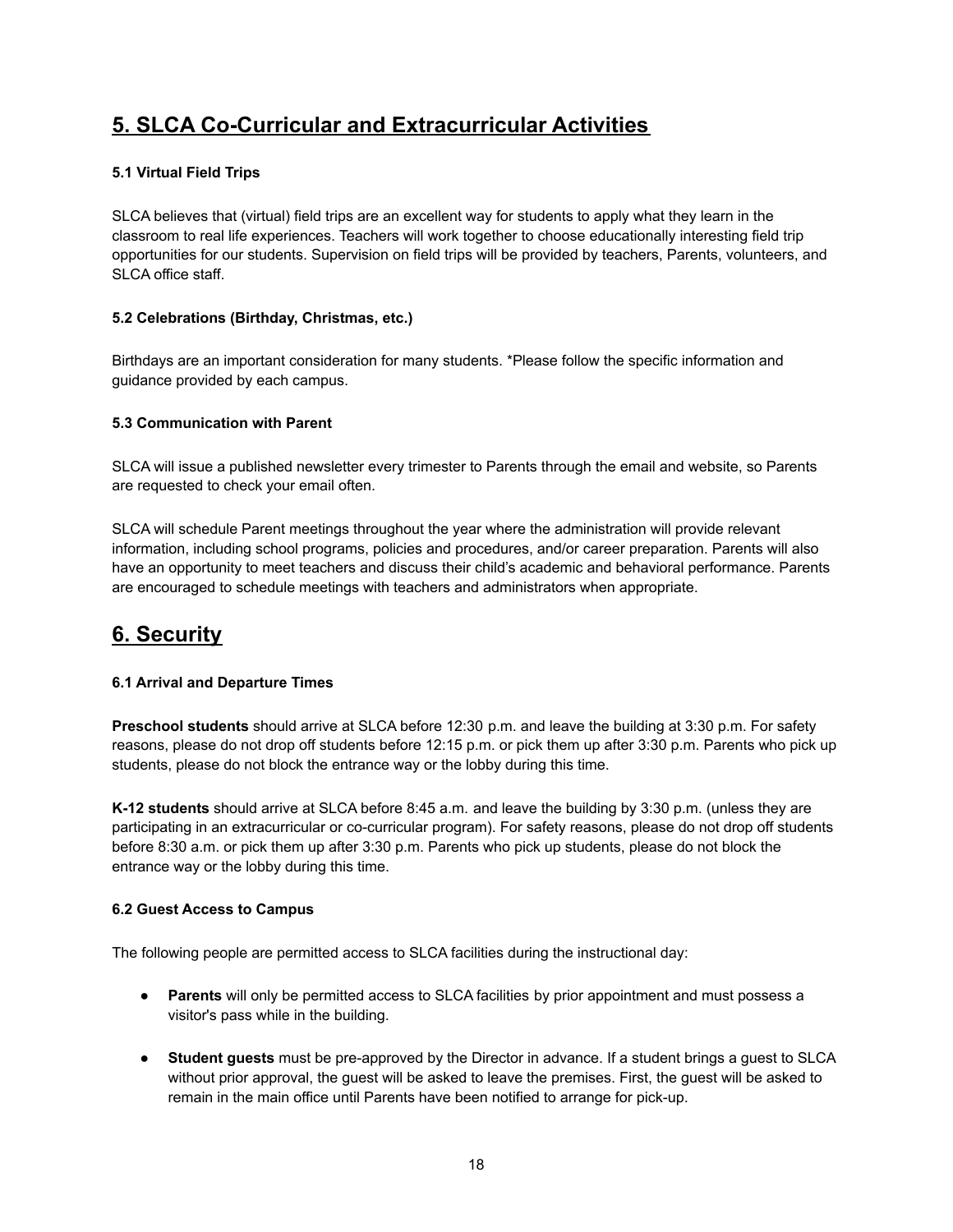## 5. SLCA Co-Curricular and Extracurricular Activities

### 5.1 Virtual Field Trips

SLCA believes that (virtual) field trips are an excellent way for students to apply what they learn in the classroom to real life experiences. Teachers will work together to choose educationally interesting field trip opportunities for our students. Supervision on field trips will be provided by teachers, Parents, volunteers, and SLCA office staff.

### 5.2 Celebrations (Birthday, Christmas, etc.)

Birthdays are an important consideration for many students. *Please follow the specific information and guidance provided by each campus.

### 5.3 Communication with Parent

SLCA will issue a published newsletter every trimester to Parents through the email and website, so Parents are requested to check your email often.

SLCA will schedule Parent meetings throughout the year where the administration will provide relevant information, including school programs, policies and procedures, and/or career preparation. Parents will also have an opportunity to meet teachers and discuss their child's academic and behavioral performance. Parents are encouraged to schedule meetings with teachers and administrators when appropriate.

## 6. Security

### 6.1 Arrival and Departure Times

**Preschool students** should arrive at SLCA before 12:30 p.m. and leave the building at 3:30 p.m. For safety reasons, please do not drop off students before 12:15 p.m. or pick them up after 3:30 p.m. Parents who pick up students, please do not block the entrance way or the lobby during this time.

**K-12 students** should arrive at SLCA before 8:45 a.m. and leave the building by 3:30 p.m. (unless they are participating in an extracurricular or co-curricular program). For safety reasons, please do not drop off students before 8:30 a.m. or pick them up after 3:30 p.m. Parents who pick up students, please do not block the entrance way or the lobby during this time.

### 6.2 Guest Access to Campus

The following people are permitted access to SLCA facilities during the instructional day:

- **Parents** will only be permitted access to SLCA facilities by prior appointment and must possess a visitor's pass while in the building.
- **Student guests** must be pre-approved by the Director in advance. If a student brings a guest to SLCA without prior approval, the guest will be asked to leave the premises. First, the guest will be asked to remain in the main office until Parents have been notified to arrange for pick-up.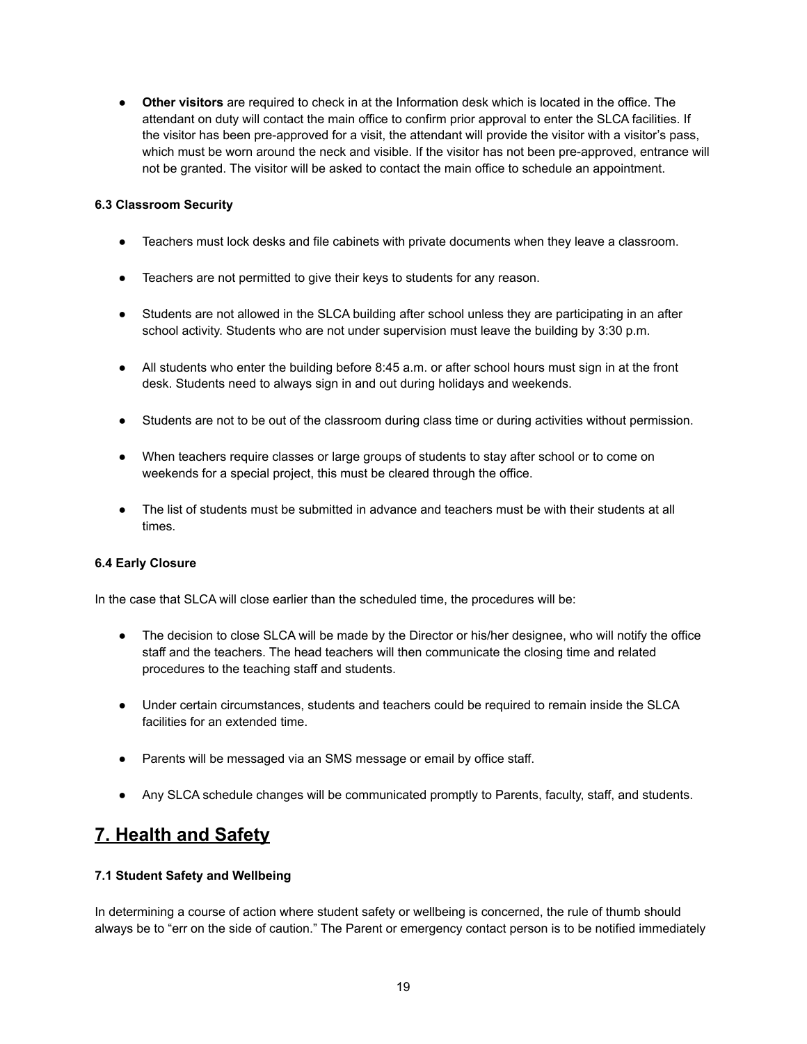- **Other visitors** are required to check in at the Information desk which is located in the office. The attendant on duty will contact the main office to confirm prior approval to enter the SLCA facilities. If the visitor has been pre-approved for a visit, the attendant will provide the visitor with a visitor's pass, which must be worn around the neck and visible. If the visitor has not been pre-approved, entrance will not be granted. The visitor will be asked to contact the main office to schedule an appointment.

#### 6.3 Classroom Security

- Teachers must lock desks and file cabinets with private documents when they leave a classroom.
- Teachers are not permitted to give their keys to students for any reason.
- Students are not allowed in the SLCA building after school unless they are participating in an after school activity. Students who are not under supervision must leave the building by 3:30 p.m.
- All students who enter the building before 8:45 a.m. or after school hours must sign in at the front desk. Students need to always sign in and out during holidays and weekends.
- Students are not to be out of the classroom during class time or during activities without permission.
- When teachers require classes or large groups of students to stay after school or to come on weekends for a special project, this must be cleared through the office.
- The list of students must be submitted in advance and teachers must be with their students at all times.

#### 6.4 Early Closure

In the case that SLCA will close earlier than the scheduled time, the procedures will be:

- The decision to close SLCA will be made by the Director or his/her designee, who will notify the office staff and the teachers. The head teachers will then communicate the closing time and related procedures to the teaching staff and students.
- Under certain circumstances, students and teachers could be required to remain inside the SLCA facilities for an extended time.
- Parents will be messaged via an SMS message or email by office staff.
- Any SLCA schedule changes will be communicated promptly to Parents, faculty, staff, and students.

## 7. Health and Safety

#### 7.1 Student Safety and Wellbeing

In determining a course of action where student safety or wellbeing is concerned, the rule of thumb should always be to "err on the side of caution." The Parent or emergency contact person is to be notified immediately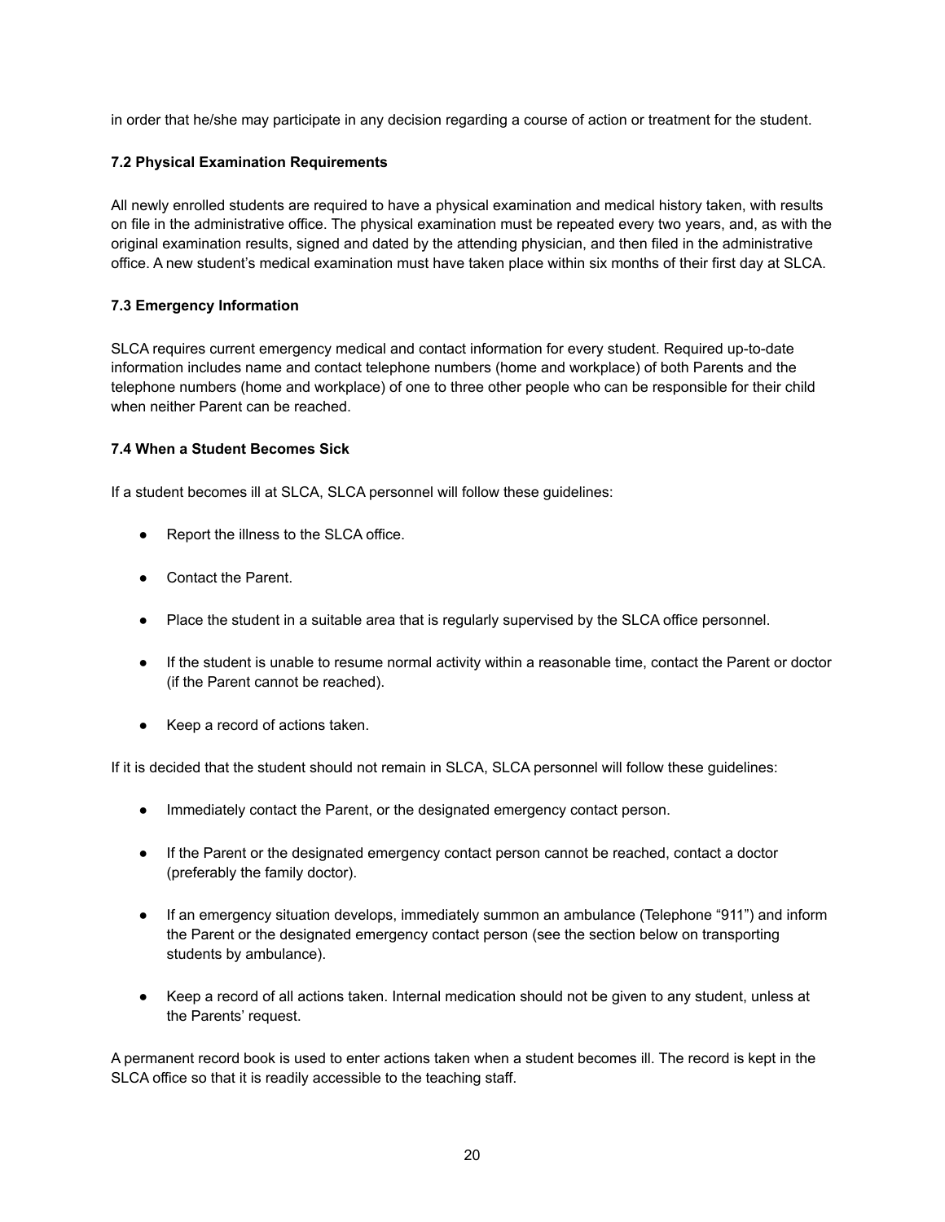in order that he/she may participate in any decision regarding a course of action or treatment for the student.

### 7.2 Physical Examination Requirements

All newly enrolled students are required to have a physical examination and medical history taken, with results on file in the administrative office. The physical examination must be repeated every two years, and, as with the original examination results, signed and dated by the attending physician, and then filed in the administrative office. A new student's medical examination must have taken place within six months of their first day at SLCA.

### 7.3 Emergency Information

SLCA requires current emergency medical and contact information for every student. Required up-to-date information includes name and contact telephone numbers (home and workplace) of both Parents and the telephone numbers (home and workplace) of one to three other people who can be responsible for their child when neither Parent can be reached.

### 7.4 When a Student Becomes Sick

If a student becomes ill at SLCA, SLCA personnel will follow these guidelines:

- Report the illness to the SLCA office.
- Contact the Parent.
- Place the student in a suitable area that is regularly supervised by the SLCA office personnel.
- If the student is unable to resume normal activity within a reasonable time, contact the Parent or doctor (if the Parent cannot be reached).
- Keep a record of actions taken.

If it is decided that the student should not remain in SLCA, SLCA personnel will follow these guidelines:

- Immediately contact the Parent, or the designated emergency contact person.
- If the Parent or the designated emergency contact person cannot be reached, contact a doctor (preferably the family doctor).
- If an emergency situation develops, immediately summon an ambulance (Telephone "911") and inform the Parent or the designated emergency contact person (see the section below on transporting students by ambulance).
- Keep a record of all actions taken. Internal medication should not be given to any student, unless at the Parents' request.

A permanent record book is used to enter actions taken when a student becomes ill. The record is kept in the SLCA office so that it is readily accessible to the teaching staff.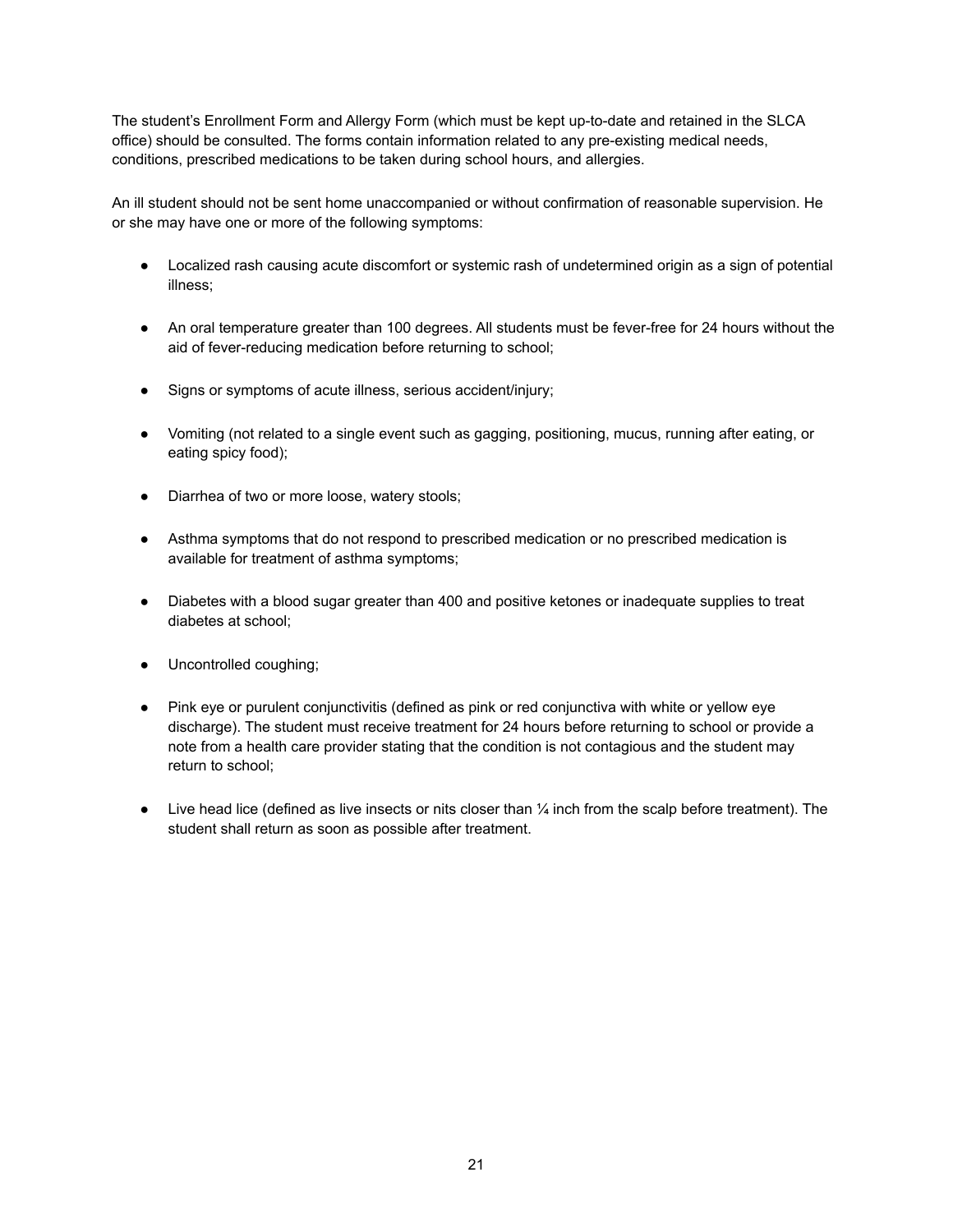The student's Enrollment Form and Allergy Form (which must be kept up-to-date and retained in the SLCA office) should be consulted. The forms contain information related to any pre-existing medical needs, conditions, prescribed medications to be taken during school hours, and allergies.

An ill student should not be sent home unaccompanied or without confirmation of reasonable supervision. He or she may have one or more of the following symptoms:

- Localized rash causing acute discomfort or systemic rash of undetermined origin as a sign of potential illness;
- An oral temperature greater than 100 degrees. All students must be fever-free for 24 hours without the aid of fever-reducing medication before returning to school;
- Signs or symptoms of acute illness, serious accident/injury;
- Vomiting (not related to a single event such as gagging, positioning, mucus, running after eating, or eating spicy food);
- Diarrhea of two or more loose, watery stools;
- Asthma symptoms that do not respond to prescribed medication or no prescribed medication is available for treatment of asthma symptoms;
- Diabetes with a blood sugar greater than 400 and positive ketones or inadequate supplies to treat diabetes at school;
- Uncontrolled coughing;
- Pink eye or purulent conjunctivitis (defined as pink or red conjunctiva with white or yellow eye discharge). The student must receive treatment for 24 hours before returning to school or provide a note from a health care provider stating that the condition is not contagious and the student may return to school;
- Live head lice (defined as live insects or nits closer than ¼ inch from the scalp before treatment). The student shall return as soon as possible after treatment.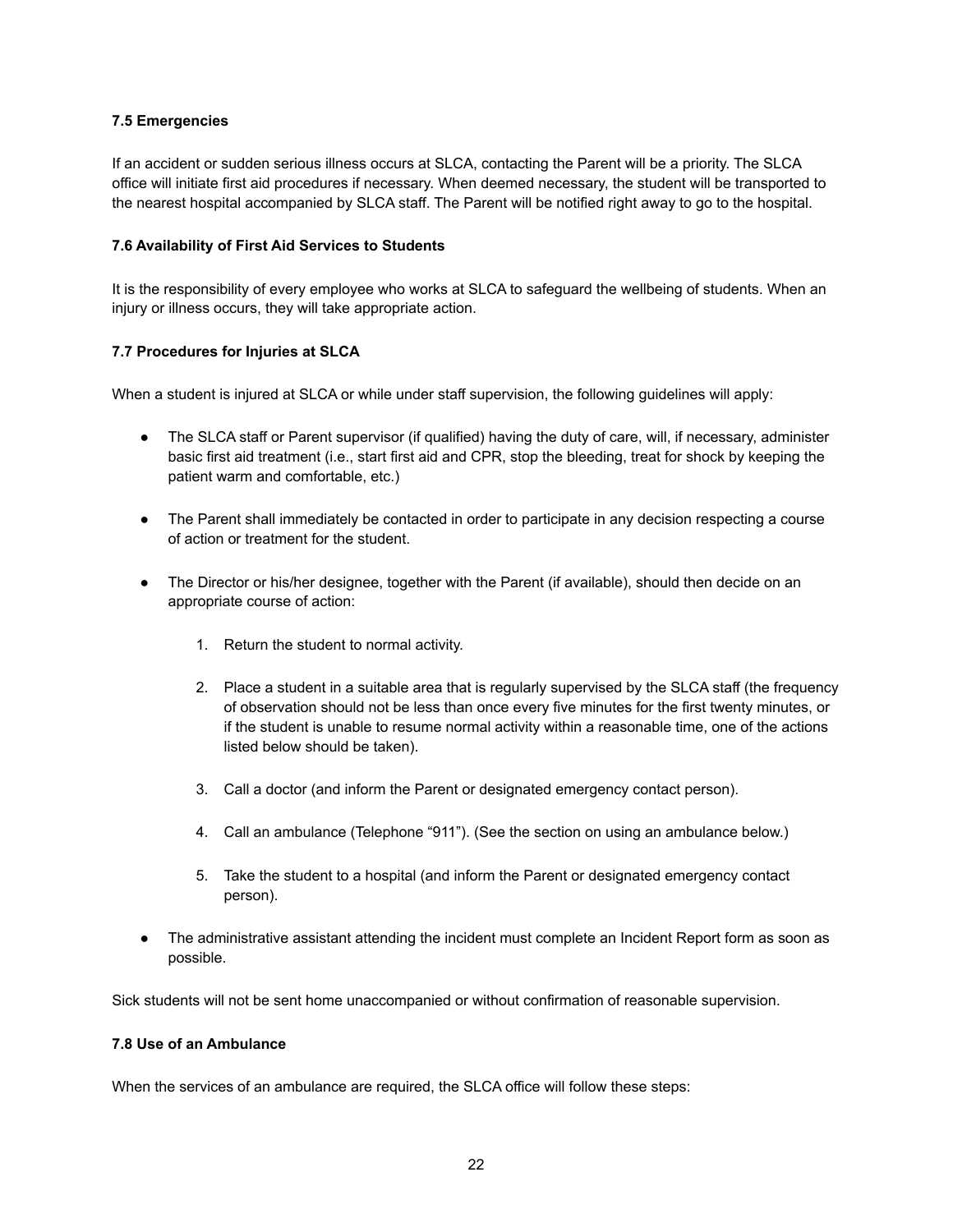**7.5 Emergencies**

If an accident or sudden serious illness occurs at SLCA, contacting the Parent will be a priority. The SLCA office will initiate first aid procedures if necessary. When deemed necessary, the student will be transported to the nearest hospital accompanied by SLCA staff. The Parent will be notified right away to go to the hospital.

**7.6 Availability of First Aid Services to Students**

It is the responsibility of every employee who works at SLCA to safeguard the wellbeing of students. When an injury or illness occurs, they will take appropriate action.

**7.7 Procedures for Injuries at SLCA**

When a student is injured at SLCA or while under staff supervision, the following guidelines will apply:

- The SLCA staff or Parent supervisor (if qualified) having the duty of care, will, if necessary, administer basic first aid treatment (i.e., start first aid and CPR, stop the bleeding, treat for shock by keeping the patient warm and comfortable, etc.)
- The Parent shall immediately be contacted in order to participate in any decision respecting a course of action or treatment for the student.
- The Director or his/her designee, together with the Parent (if available), should then decide on an appropriate course of action:
    1. Return the student to normal activity.
    2. Place a student in a suitable area that is regularly supervised by the SLCA staff (the frequency of observation should not be less than once every five minutes for the first twenty minutes, or if the student is unable to resume normal activity within a reasonable time, one of the actions listed below should be taken).
    3. Call a doctor (and inform the Parent or designated emergency contact person).
    4. Call an ambulance (Telephone "911"). (See the section on using an ambulance below.)
    5. Take the student to a hospital (and inform the Parent or designated emergency contact person).
- The administrative assistant attending the incident must complete an Incident Report form as soon as possible.

Sick students will not be sent home unaccompanied or without confirmation of reasonable supervision.

**7.8 Use of an Ambulance**

When the services of an ambulance are required, the SLCA office will follow these steps: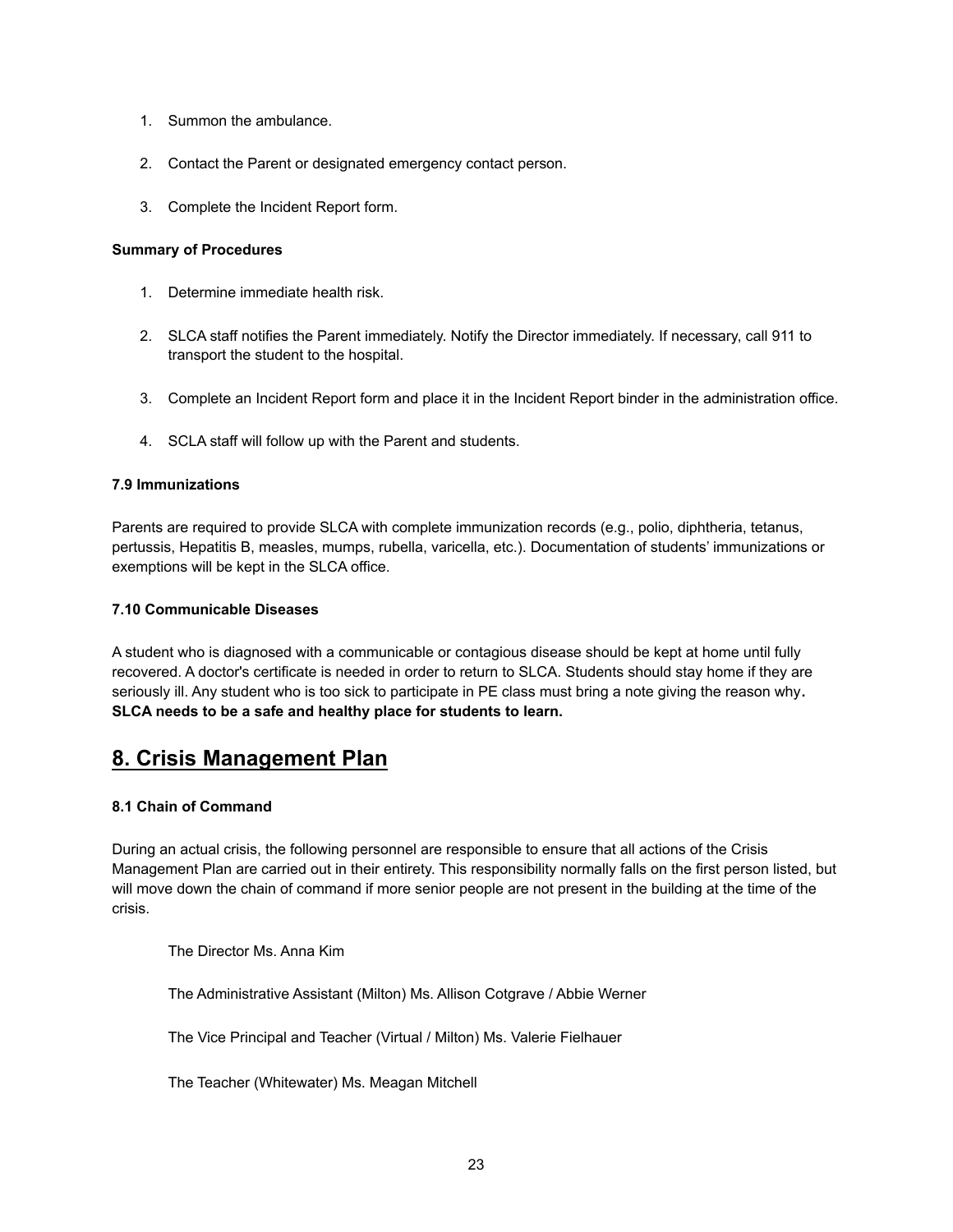1. Summon the ambulance.

2. Contact the Parent or designated emergency contact person.

3. Complete the Incident Report form.

**Summary of Procedures**

1. Determine immediate health risk.

2. SLCA staff notifies the Parent immediately. Notify the Director immediately. If necessary, call 911 to transport the student to the hospital.

3. Complete an Incident Report form and place it in the Incident Report binder in the administration office.

4. SCLA staff will follow up with the Parent and students.

**7.9 Immunizations**

Parents are required to provide SLCA with complete immunization records (e.g., polio, diphtheria, tetanus, pertussis, Hepatitis B, measles, mumps, rubella, varicella, etc.). Documentation of students' immunizations or exemptions will be kept in the SLCA office.

**7.10 Communicable Diseases**

A student who is diagnosed with a communicable or contagious disease should be kept at home until fully recovered. A doctor's certificate is needed in order to return to SLCA. Students should stay home if they are seriously ill. Any student who is too sick to participate in PE class must bring a note giving the reason why. **SLCA needs to be a safe and healthy place for students to learn.**

## 8. Crisis Management Plan

**8.1 Chain of Command**

During an actual crisis, the following personnel are responsible to ensure that all actions of the Crisis Management Plan are carried out in their entirety. This responsibility normally falls on the first person listed, but will move down the chain of command if more senior people are not present in the building at the time of the crisis.

The Director Ms. Anna Kim

The Administrative Assistant (Milton) Ms. Allison Cotgrave / Abbie Werner

The Vice Principal and Teacher (Virtual / Milton) Ms. Valerie Fielhauer

The Teacher (Whitewater) Ms. Meagan Mitchell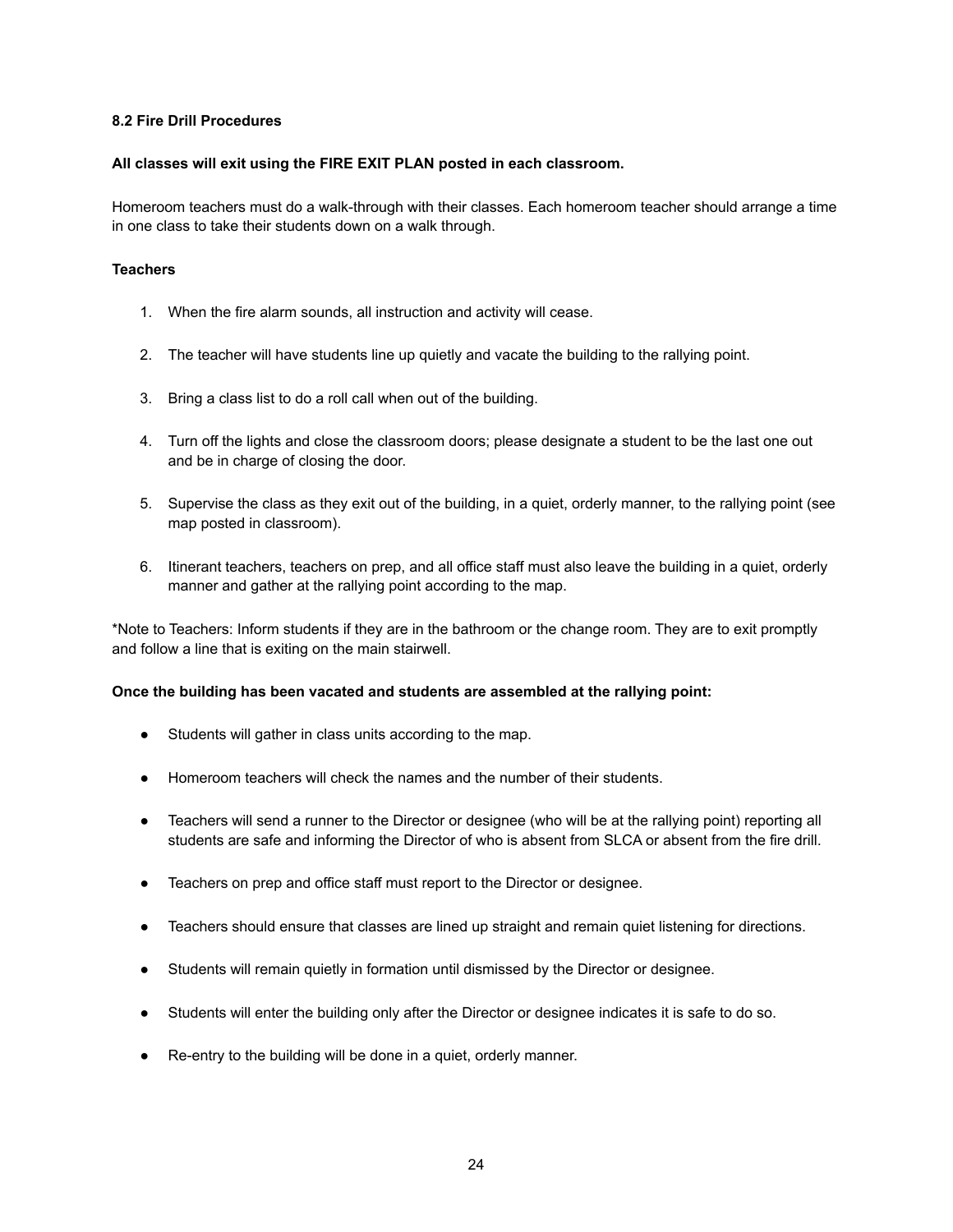### 8.2 Fire Drill Procedures

**All classes will exit using the FIRE EXIT PLAN posted in each classroom.**

Homeroom teachers must do a walk-through with their classes. Each homeroom teacher should arrange a time in one class to take their students down on a walk through.

**Teachers**

1. When the fire alarm sounds, all instruction and activity will cease.

2. The teacher will have students line up quietly and vacate the building to the rallying point.

3. Bring a class list to do a roll call when out of the building.

4. Turn off the lights and close the classroom doors; please designate a student to be the last one out and be in charge of closing the door.

5. Supervise the class as they exit out of the building, in a quiet, orderly manner, to the rallying point (see map posted in classroom).

6. Itinerant teachers, teachers on prep, and all office staff must also leave the building in a quiet, orderly manner and gather at the rallying point according to the map.

*Note to Teachers: Inform students if they are in the bathroom or the change room. They are to exit promptly and follow a line that is exiting on the main stairwell.

**Once the building has been vacated and students are assembled at the rallying point:**

- Students will gather in class units according to the map.

- Homeroom teachers will check the names and the number of their students.

- Teachers will send a runner to the Director or designee (who will be at the rallying point) reporting all students are safe and informing the Director of who is absent from SLCA or absent from the fire drill.

- Teachers on prep and office staff must report to the Director or designee.

- Teachers should ensure that classes are lined up straight and remain quiet listening for directions.

- Students will remain quietly in formation until dismissed by the Director or designee.

- Students will enter the building only after the Director or designee indicates it is safe to do so.

- Re-entry to the building will be done in a quiet, orderly manner.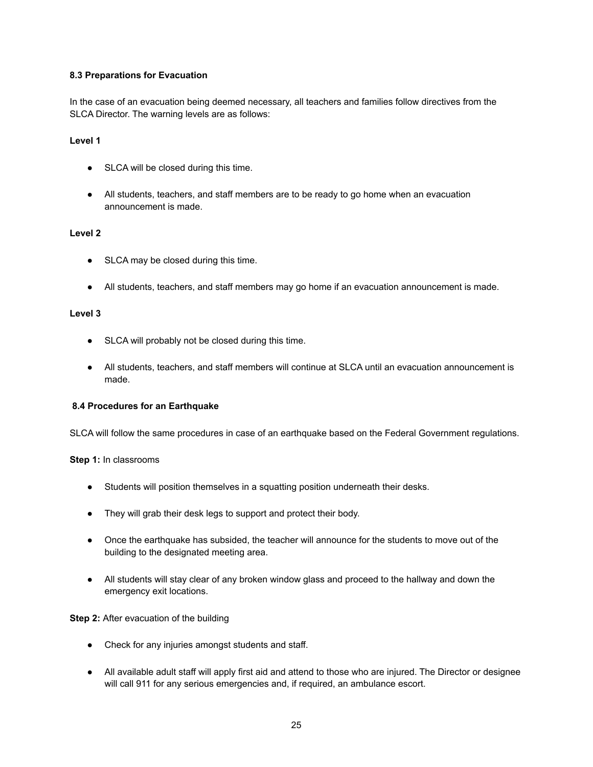**8.3 Preparations for Evacuation**

In the case of an evacuation being deemed necessary, all teachers and families follow directives from the SLCA Director. The warning levels are as follows:

**Level 1**

- SLCA will be closed during this time.
- All students, teachers, and staff members are to be ready to go home when an evacuation announcement is made.

**Level 2**

- SLCA may be closed during this time.
- All students, teachers, and staff members may go home if an evacuation announcement is made.

**Level 3**

- SLCA will probably not be closed during this time.
- All students, teachers, and staff members will continue at SLCA until an evacuation announcement is made.

**8.4 Procedures for an Earthquake**

SLCA will follow the same procedures in case of an earthquake based on the Federal Government regulations.

**Step 1:** In classrooms

- Students will position themselves in a squatting position underneath their desks.
- They will grab their desk legs to support and protect their body.
- Once the earthquake has subsided, the teacher will announce for the students to move out of the building to the designated meeting area.
- All students will stay clear of any broken window glass and proceed to the hallway and down the emergency exit locations.

**Step 2:** After evacuation of the building

- Check for any injuries amongst students and staff.
- All available adult staff will apply first aid and attend to those who are injured. The Director or designee will call 911 for any serious emergencies and, if required, an ambulance escort.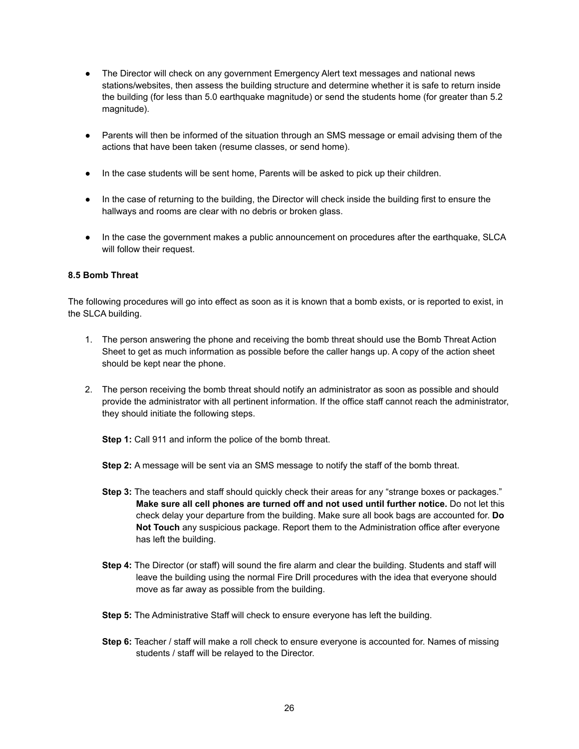- The Director will check on any government Emergency Alert text messages and national news stations/websites, then assess the building structure and determine whether it is safe to return inside the building (for less than 5.0 earthquake magnitude) or send the students home (for greater than 5.2 magnitude).

- Parents will then be informed of the situation through an SMS message or email advising them of the actions that have been taken (resume classes, or send home).

- In the case students will be sent home, Parents will be asked to pick up their children.

- In the case of returning to the building, the Director will check inside the building first to ensure the hallways and rooms are clear with no debris or broken glass.

- In the case the government makes a public announcement on procedures after the earthquake, SLCA will follow their request.

**8.5 Bomb Threat**

The following procedures will go into effect as soon as it is known that a bomb exists, or is reported to exist, in the SLCA building.

1. The person answering the phone and receiving the bomb threat should use the Bomb Threat Action Sheet to get as much information as possible before the caller hangs up. A copy of the action sheet should be kept near the phone.

2. The person receiving the bomb threat should notify an administrator as soon as possible and should provide the administrator with all pertinent information. If the office staff cannot reach the administrator, they should initiate the following steps.

   **Step 1:** Call 911 and inform the police of the bomb threat.

   **Step 2:** A message will be sent via an SMS message to notify the staff of the bomb threat.

   **Step 3:** The teachers and staff should quickly check their areas for any "strange boxes or packages." **Make sure all cell phones are turned off and not used until further notice.** Do not let this check delay your departure from the building. Make sure all book bags are accounted for. **Do Not Touch** any suspicious package. Report them to the Administration office after everyone has left the building.

   **Step 4:** The Director (or staff) will sound the fire alarm and clear the building. Students and staff will leave the building using the normal Fire Drill procedures with the idea that everyone should move as far away as possible from the building.

   **Step 5:** The Administrative Staff will check to ensure everyone has left the building.

   **Step 6:** Teacher / staff will make a roll check to ensure everyone is accounted for. Names of missing students / staff will be relayed to the Director.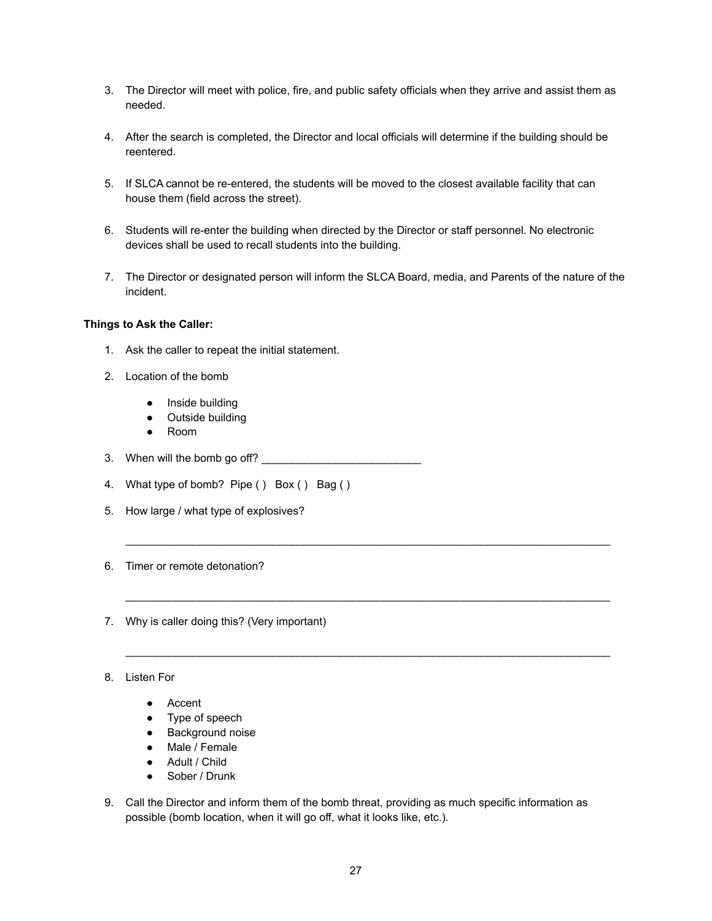3. The Director will meet with police, fire, and public safety officials when they arrive and assist them as needed.

4. After the search is completed, the Director and local officials will determine if the building should be reentered.

5. If SLCA cannot be re-entered, the students will be moved to the closest available facility that can house them (field across the street).

6. Students will re-enter the building when directed by the Director or staff personnel. No electronic devices shall be used to recall students into the building.

7. The Director or designated person will inform the SLCA Board, media, and Parents of the nature of the incident.

**Things to Ask the Caller:**

1. Ask the caller to repeat the initial statement.

2. Location of the bomb
   - Inside building
   - Outside building
   - Room

3. When will the bomb go off? ___________________________

4. What type of bomb? Pipe ( ) Box ( ) Bag ( )

5. How large / what type of explosives?

   ___________________________________________________________________________________

6. Timer or remote detonation?

   ___________________________________________________________________________________

7. Why is caller doing this? (Very important)

   ___________________________________________________________________________________

8. Listen For
   - Accent
   - Type of speech
   - Background noise
   - Male / Female
   - Adult / Child
   - Sober / Drunk

9. Call the Director and inform them of the bomb threat, providing as much specific information as possible (bomb location, when it will go off, what it looks like, etc.).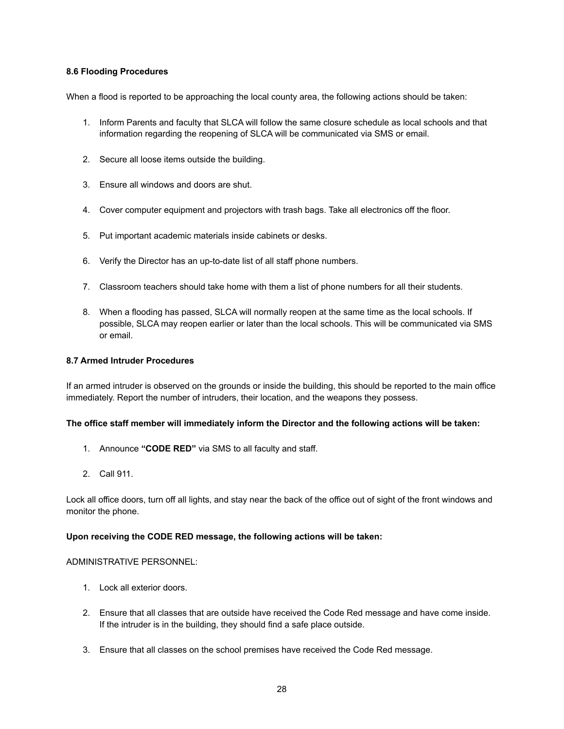### 8.6 Flooding Procedures

When a flood is reported to be approaching the local county area, the following actions should be taken:

1. Inform Parents and faculty that SLCA will follow the same closure schedule as local schools and that information regarding the reopening of SLCA will be communicated via SMS or email.

2. Secure all loose items outside the building.

3. Ensure all windows and doors are shut.

4. Cover computer equipment and projectors with trash bags. Take all electronics off the floor.

5. Put important academic materials inside cabinets or desks.

6. Verify the Director has an up-to-date list of all staff phone numbers.

7. Classroom teachers should take home with them a list of phone numbers for all their students.

8. When a flooding has passed, SLCA will normally reopen at the same time as the local schools. If possible, SLCA may reopen earlier or later than the local schools. This will be communicated via SMS or email.

### 8.7 Armed Intruder Procedures

If an armed intruder is observed on the grounds or inside the building, this should be reported to the main office immediately. Report the number of intruders, their location, and the weapons they possess.

**The office staff member will immediately inform the Director and the following actions will be taken:**

1. Announce **"CODE RED"** via SMS to all faculty and staff.

2. Call 911.

Lock all office doors, turn off all lights, and stay near the back of the office out of sight of the front windows and monitor the phone.

**Upon receiving the CODE RED message, the following actions will be taken:**

ADMINISTRATIVE PERSONNEL:

1. Lock all exterior doors.

2. Ensure that all classes that are outside have received the Code Red message and have come inside. If the intruder is in the building, they should find a safe place outside.

3. Ensure that all classes on the school premises have received the Code Red message.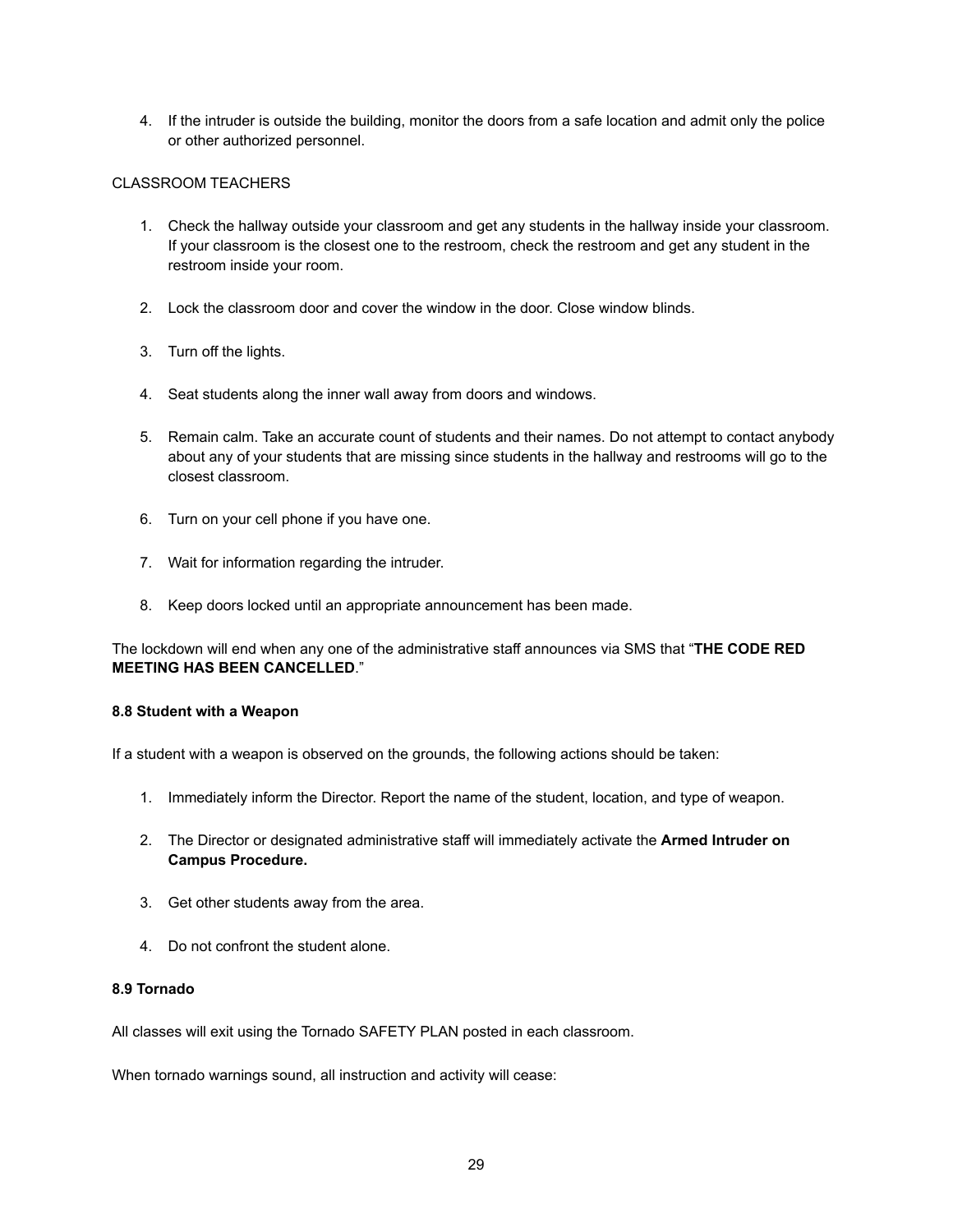4. If the intruder is outside the building, monitor the doors from a safe location and admit only the police or other authorized personnel.

CLASSROOM TEACHERS

1. Check the hallway outside your classroom and get any students in the hallway inside your classroom. If your classroom is the closest one to the restroom, check the restroom and get any student in the restroom inside your room.

2. Lock the classroom door and cover the window in the door. Close window blinds.

3. Turn off the lights.

4. Seat students along the inner wall away from doors and windows.

5. Remain calm. Take an accurate count of students and their names. Do not attempt to contact anybody about any of your students that are missing since students in the hallway and restrooms will go to the closest classroom.

6. Turn on your cell phone if you have one.

7. Wait for information regarding the intruder.

8. Keep doors locked until an appropriate announcement has been made.

The lockdown will end when any one of the administrative staff announces via SMS that "**THE CODE RED MEETING HAS BEEN CANCELLED**."

#### 8.8 Student with a Weapon

If a student with a weapon is observed on the grounds, the following actions should be taken:

1. Immediately inform the Director. Report the name of the student, location, and type of weapon.

2. The Director or designated administrative staff will immediately activate the **Armed Intruder on Campus Procedure.**

3. Get other students away from the area.

4. Do not confront the student alone.

#### 8.9 Tornado

All classes will exit using the Tornado SAFETY PLAN posted in each classroom.

When tornado warnings sound, all instruction and activity will cease: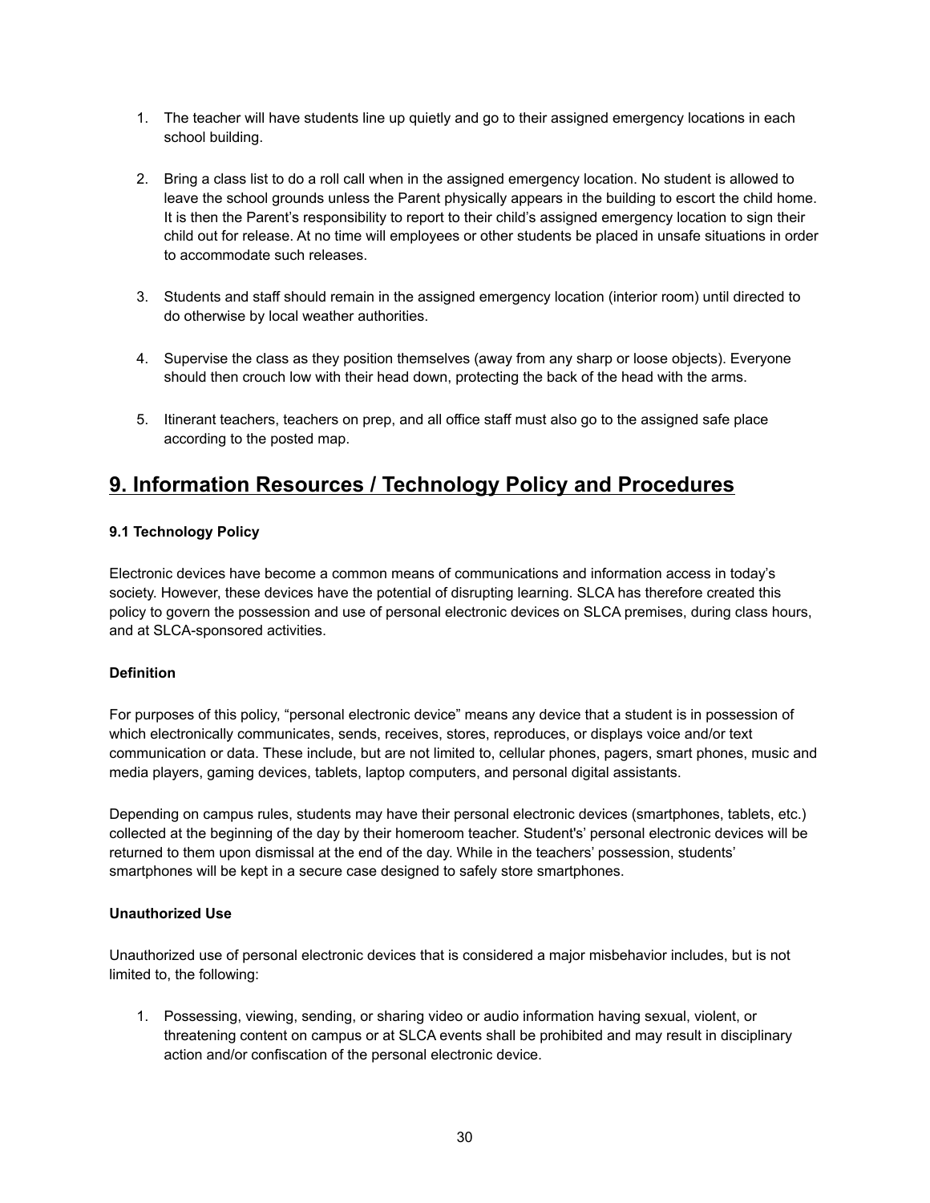1. The teacher will have students line up quietly and go to their assigned emergency locations in each school building.

2. Bring a class list to do a roll call when in the assigned emergency location. No student is allowed to leave the school grounds unless the Parent physically appears in the building to escort the child home. It is then the Parent's responsibility to report to their child's assigned emergency location to sign their child out for release. At no time will employees or other students be placed in unsafe situations in order to accommodate such releases.

3. Students and staff should remain in the assigned emergency location (interior room) until directed to do otherwise by local weather authorities.

4. Supervise the class as they position themselves (away from any sharp or loose objects). Everyone should then crouch low with their head down, protecting the back of the head with the arms.

5. Itinerant teachers, teachers on prep, and all office staff must also go to the assigned safe place according to the posted map.

## 9. Information Resources / Technology Policy and Procedures

#### 9.1 Technology Policy

Electronic devices have become a common means of communications and information access in today's society. However, these devices have the potential of disrupting learning. SLCA has therefore created this policy to govern the possession and use of personal electronic devices on SLCA premises, during class hours, and at SLCA-sponsored activities.

**Definition**

For purposes of this policy, "personal electronic device" means any device that a student is in possession of which electronically communicates, sends, receives, stores, reproduces, or displays voice and/or text communication or data. These include, but are not limited to, cellular phones, pagers, smart phones, music and media players, gaming devices, tablets, laptop computers, and personal digital assistants.

Depending on campus rules, students may have their personal electronic devices (smartphones, tablets, etc.) collected at the beginning of the day by their homeroom teacher. Student's' personal electronic devices will be returned to them upon dismissal at the end of the day. While in the teachers' possession, students' smartphones will be kept in a secure case designed to safely store smartphones.

**Unauthorized Use**

Unauthorized use of personal electronic devices that is considered a major misbehavior includes, but is not limited to, the following:

1. Possessing, viewing, sending, or sharing video or audio information having sexual, violent, or threatening content on campus or at SLCA events shall be prohibited and may result in disciplinary action and/or confiscation of the personal electronic device.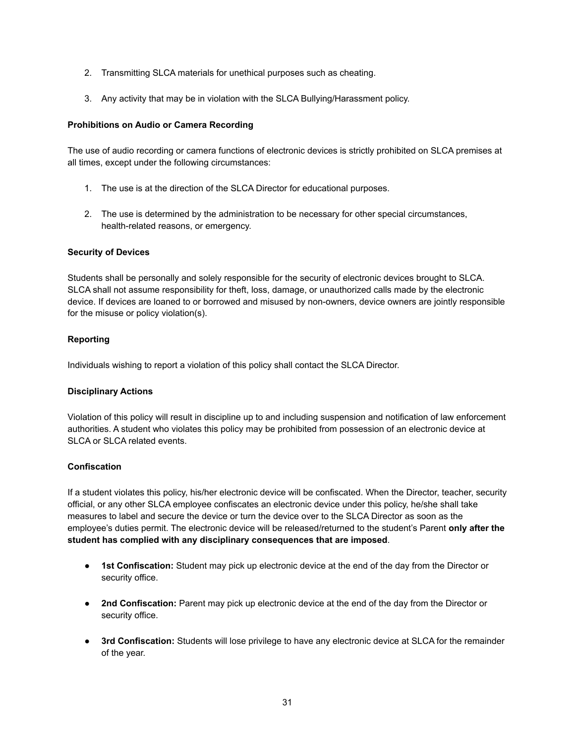2. Transmitting SLCA materials for unethical purposes such as cheating.
3. Any activity that may be in violation with the SLCA Bullying/Harassment policy.

**Prohibitions on Audio or Camera Recording**

The use of audio recording or camera functions of electronic devices is strictly prohibited on SLCA premises at all times, except under the following circumstances:

1. The use is at the direction of the SLCA Director for educational purposes.
2. The use is determined by the administration to be necessary for other special circumstances, health-related reasons, or emergency.

**Security of Devices**

Students shall be personally and solely responsible for the security of electronic devices brought to SLCA. SLCA shall not assume responsibility for theft, loss, damage, or unauthorized calls made by the electronic device. If devices are loaned to or borrowed and misused by non-owners, device owners are jointly responsible for the misuse or policy violation(s).

**Reporting**

Individuals wishing to report a violation of this policy shall contact the SLCA Director.

**Disciplinary Actions**

Violation of this policy will result in discipline up to and including suspension and notification of law enforcement authorities. A student who violates this policy may be prohibited from possession of an electronic device at SLCA or SLCA related events.

**Confiscation**

If a student violates this policy, his/her electronic device will be confiscated. When the Director, teacher, security official, or any other SLCA employee confiscates an electronic device under this policy, he/she shall take measures to label and secure the device or turn the device over to the SLCA Director as soon as the employee's duties permit. The electronic device will be released/returned to the student's Parent **only after the student has complied with any disciplinary consequences that are imposed**.

- **1st Confiscation:** Student may pick up electronic device at the end of the day from the Director or security office.
- **2nd Confiscation:** Parent may pick up electronic device at the end of the day from the Director or security office.
- **3rd Confiscation:** Students will lose privilege to have any electronic device at SLCA for the remainder of the year.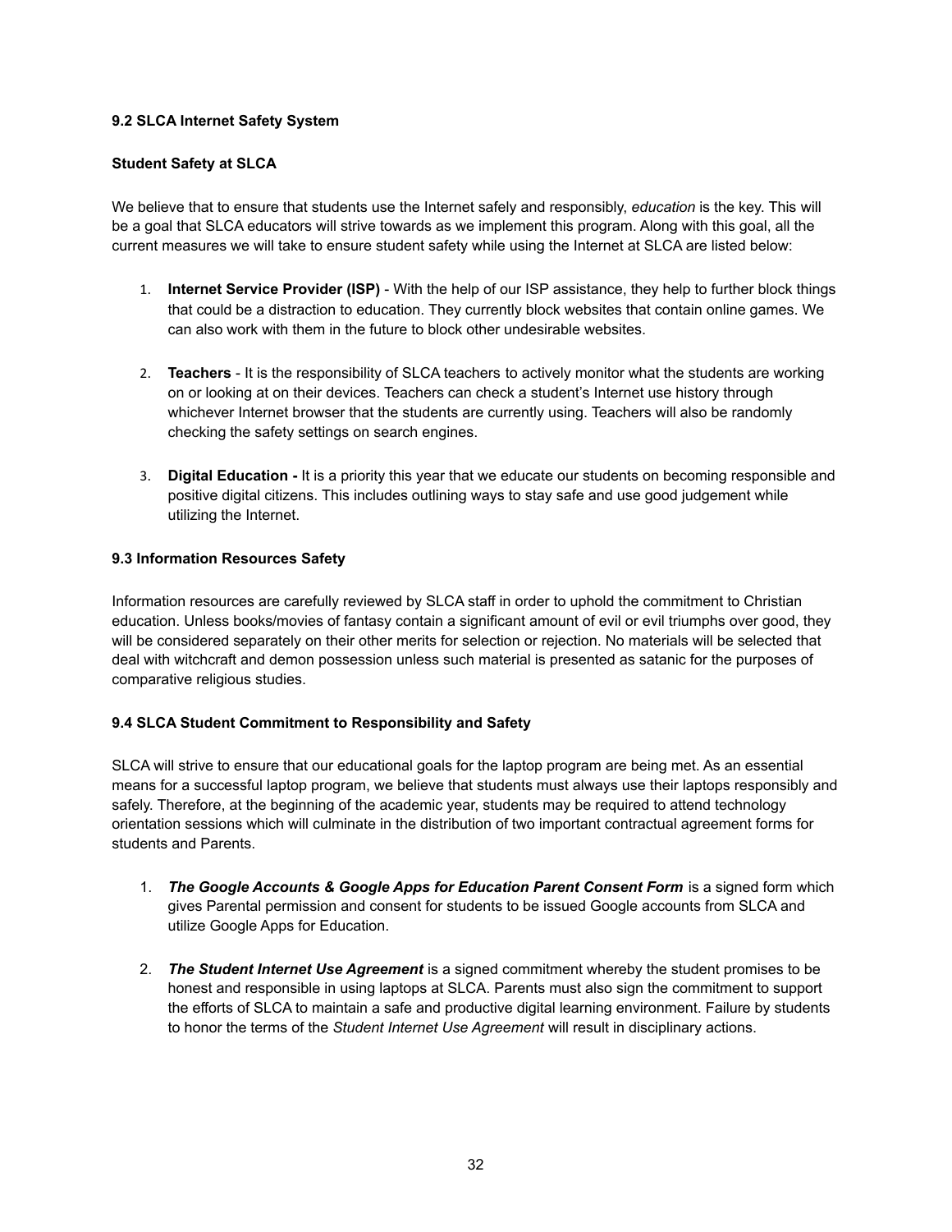### 9.2 SLCA Internet Safety System

#### Student Safety at SLCA

We believe that to ensure that students use the Internet safely and responsibly, *education* is the key. This will be a goal that SLCA educators will strive towards as we implement this program. Along with this goal, all the current measures we will take to ensure student safety while using the Internet at SLCA are listed below:

1. **Internet Service Provider (ISP)** - With the help of our ISP assistance, they help to further block things that could be a distraction to education. They currently block websites that contain online games. We can also work with them in the future to block other undesirable websites.

2. **Teachers** - It is the responsibility of SLCA teachers to actively monitor what the students are working on or looking at on their devices. Teachers can check a student's Internet use history through whichever Internet browser that the students are currently using. Teachers will also be randomly checking the safety settings on search engines.

3. **Digital Education -** It is a priority this year that we educate our students on becoming responsible and positive digital citizens. This includes outlining ways to stay safe and use good judgement while utilizing the Internet.

### 9.3 Information Resources Safety

Information resources are carefully reviewed by SLCA staff in order to uphold the commitment to Christian education. Unless books/movies of fantasy contain a significant amount of evil or evil triumphs over good, they will be considered separately on their other merits for selection or rejection. No materials will be selected that deal with witchcraft and demon possession unless such material is presented as satanic for the purposes of comparative religious studies.

### 9.4 SLCA Student Commitment to Responsibility and Safety

SLCA will strive to ensure that our educational goals for the laptop program are being met. As an essential means for a successful laptop program, we believe that students must always use their laptops responsibly and safely. Therefore, at the beginning of the academic year, students may be required to attend technology orientation sessions which will culminate in the distribution of two important contractual agreement forms for students and Parents.

1. ***The Google Accounts & Google Apps for Education Parent Consent Form*** is a signed form which gives Parental permission and consent for students to be issued Google accounts from SLCA and utilize Google Apps for Education.

2. ***The Student Internet Use Agreement*** is a signed commitment whereby the student promises to be honest and responsible in using laptops at SLCA. Parents must also sign the commitment to support the efforts of SLCA to maintain a safe and productive digital learning environment. Failure by students to honor the terms of the *Student Internet Use Agreement* will result in disciplinary actions.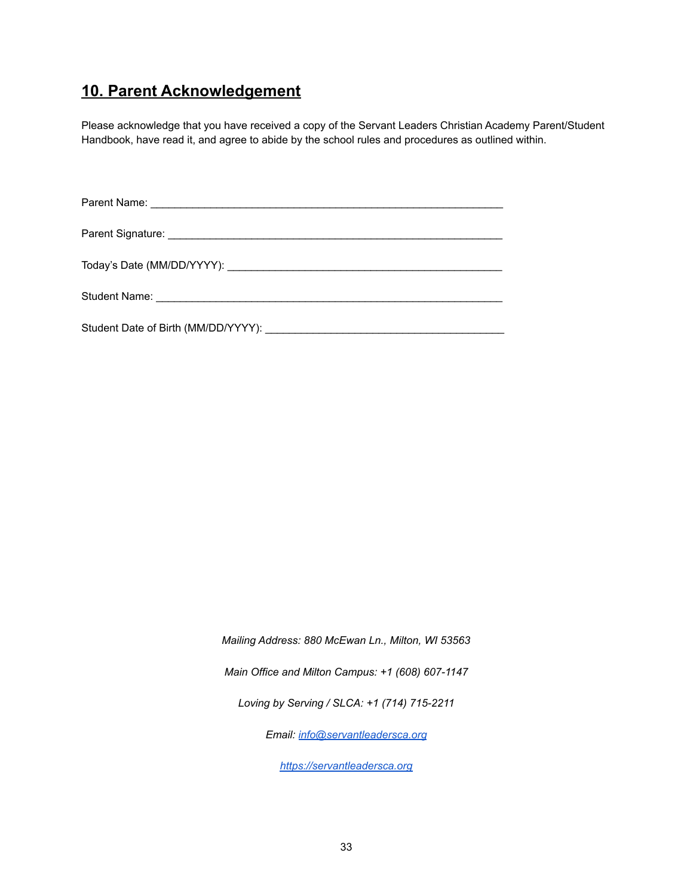## 10. Parent Acknowledgement

Please acknowledge that you have received a copy of the Servant Leaders Christian Academy Parent/Student Handbook, have read it, and agree to abide by the school rules and procedures as outlined within.

Parent Name: ___________________________________________________________

Parent Signature: _______________________________________________________

Today's Date (MM/DD/YYYY): ____________________________________________

Student Name: _________________________________________________________

Student Date of Birth (MM/DD/YYYY): _____________________________________

*Mailing Address: 880 McEwan Ln., Milton, WI 53563*

*Main Office and Milton Campus: +1 (608) 607-1147*

*Loving by Serving / SLCA: +1 (714) 715-2211*

*Email: info@servantleadersca.org*

*https://servantleadersca.org*